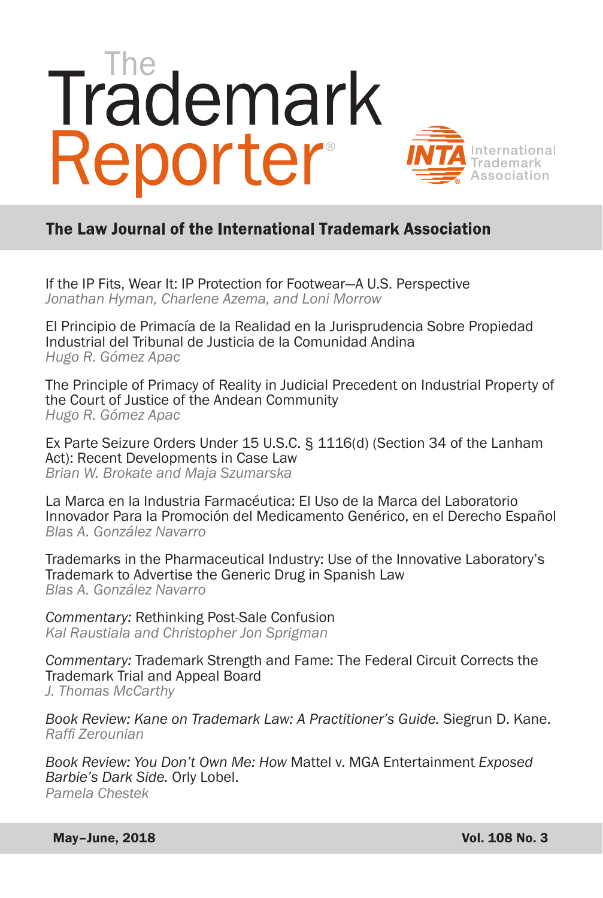# The Trademark Reporter®

INTA International Trademark Association

## The Law Journal of the International Trademark Association

If the IP Fits, Wear It: IP Protection for Footwear—A U.S. Perspective
*Jonathan Hyman, Charlene Azema, and Loni Morrow*

El Principio de Primacía de la Realidad en la Jurisprudencia Sobre Propiedad Industrial del Tribunal de Justicia de la Comunidad Andina
*Hugo R. Gómez Apac*

The Principle of Primacy of Reality in Judicial Precedent on Industrial Property of the Court of Justice of the Andean Community
*Hugo R. Gómez Apac*

Ex Parte Seizure Orders Under 15 U.S.C. § 1116(d) (Section 34 of the Lanham Act): Recent Developments in Case Law
*Brian W. Brokate and Maja Szumarska*

La Marca en la Industria Farmacéutica: El Uso de la Marca del Laboratorio Innovador Para la Promoción del Medicamento Genérico, en el Derecho Español
*Blas A. González Navarro*

Trademarks in the Pharmaceutical Industry: Use of the Innovative Laboratory's Trademark to Advertise the Generic Drug in Spanish Law
*Blas A. González Navarro*

*Commentary:* Rethinking Post-Sale Confusion
*Kal Raustiala and Christopher Jon Sprigman*

*Commentary:* Trademark Strength and Fame: The Federal Circuit Corrects the Trademark Trial and Appeal Board
*J. Thomas McCarthy*

*Book Review: Kane on Trademark Law: A Practitioner's Guide.* Siegrun D. Kane.
*Raffi Zerounian*

*Book Review: You Don't Own Me: How* Mattel v. MGA Entertainment *Exposed Barbie's Dark Side.* Orly Lobel.
*Pamela Chestek*

**May–June, 2018** **Vol. 108 No. 3**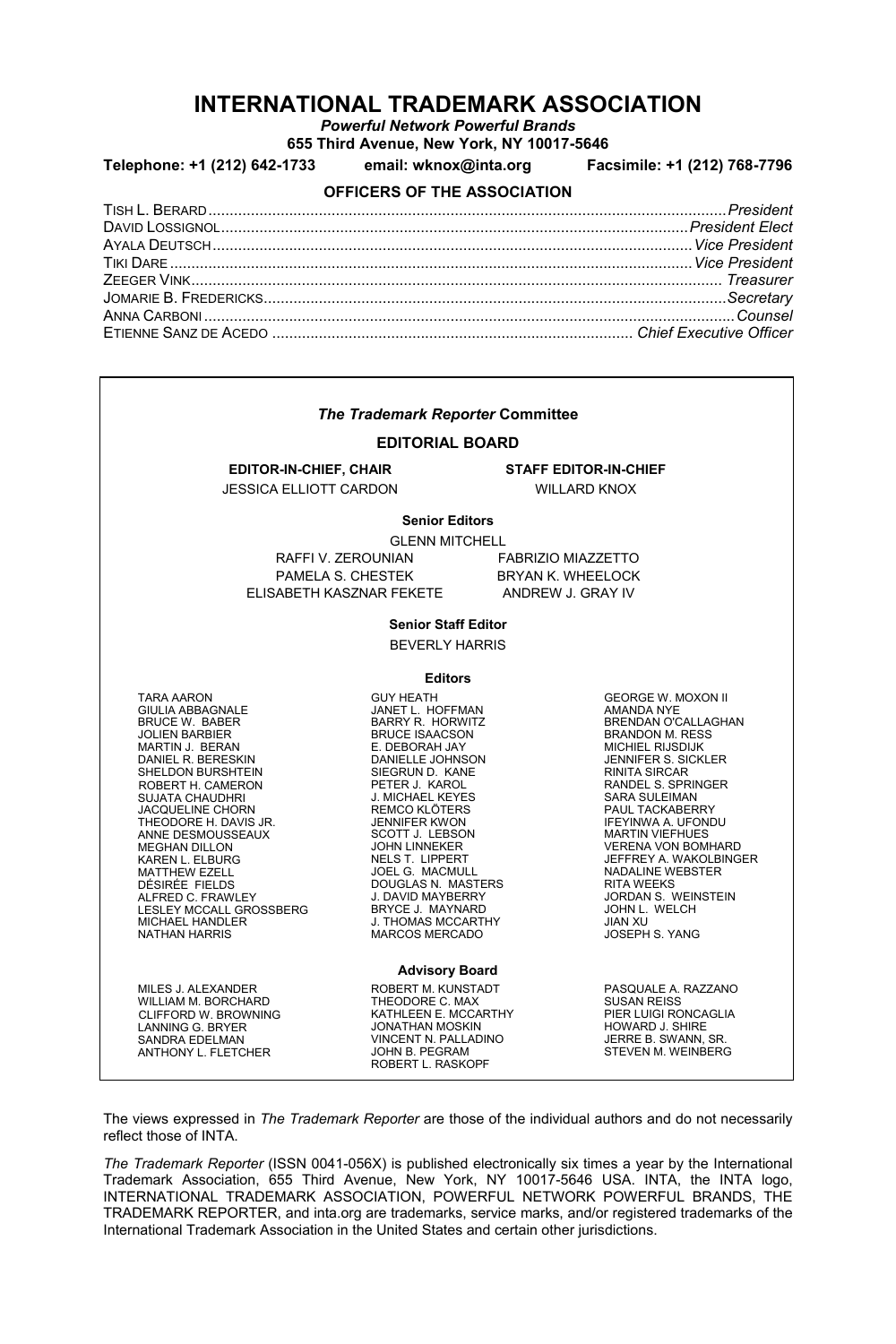# INTERNATIONAL TRADEMARK ASSOCIATION

***Powerful Network Powerful Brands***

**655 Third Avenue, New York, NY 10017-5646**

**Telephone: +1 (212) 642-1733 email: wknox@inta.org Facsimile: +1 (212) 768-7796**

## OFFICERS OF THE ASSOCIATION

TISH L. BERARD ........ *President*
DAVID LOSSIGNOL ........ *President Elect*
AYALA DEUTSCH ........ *Vice President*
TIKI DARE ........ *Vice President*
ZEEGER VINK ........ *Treasurer*
JOMARIE B. FREDERICKS ........ *Secretary*
ANNA CARBONI ........ *Counsel*
ETIENNE SANZ DE ACEDO ........ *Chief Executive Officer*

## *The Trademark Reporter* Committee

### EDITORIAL BOARD

**EDITOR-IN-CHIEF, CHAIR**
JESSICA ELLIOTT CARDON

**STAFF EDITOR-IN-CHIEF**
WILLARD KNOX

**Senior Editors**

GLENN MITCHELL
RAFFI V. ZEROUNIAN
FABRIZIO MIAZZETTO
PAMELA S. CHESTEK
BRYAN K. WHEELOCK
ELISABETH KASZNAR FEKETE
ANDREW J. GRAY IV

**Senior Staff Editor**

BEVERLY HARRIS

**Editors**

TARA AARON
GIULIA ABBAGNALE
BRUCE W. BABER
JOLIEN BARBIER
MARTIN J. BERAN
DANIEL R. BERESKIN
SHELDON BURSHTEIN
ROBERT H. CAMERON
SUJATA CHAUDHRI
JACQUELINE CHORN
THEODORE H. DAVIS JR.
ANNE DESMOUSSEAUX
MEGHAN DILLON
KAREN L. ELBURG
MATTHEW EZELL
DÉSIRÉE FIELDS
ALFRED C. FRAWLEY
LESLEY MCCALL GROSSBERG
MICHAEL HANDLER
NATHAN HARRIS
GUY HEATH
JANET L. HOFFMAN
BARRY R. HORWITZ
BRUCE ISAACSON
E. DEBORAH JAY
DANIELLE JOHNSON
SIEGRUN D. KANE
PETER J. KAROL
J. MICHAEL KEYES
REMCO KLÖTERS
JENNIFER KWON
SCOTT J. LEBSON
JOHN LINNEKER
NELS T. LIPPERT
JOEL G. MACMULL
DOUGLAS N. MASTERS
J. DAVID MAYBERRY
BRYCE J. MAYNARD
J. THOMAS MCCARTHY
MARCOS MERCADO
GEORGE W. MOXON II
AMANDA NYE
BRENDAN O'CALLAGHAN
BRANDON M. RESS
MICHIEL RIJSDIJK
JENNIFER S. SICKLER
RINITA SIRCAR
RANDEL S. SPRINGER
SARA SULEIMAN
PAUL TACKABERRY
IFEYINWA A. UFONDU
MARTIN VIEFHUES
VERENA VON BOMHARD
JEFFREY A. WAKOLBINGER
NADALINE WEBSTER
RITA WEEKS
JORDAN S. WEINSTEIN
JOHN L. WELCH
JIAN XU
JOSEPH S. YANG

**Advisory Board**

MILES J. ALEXANDER
WILLIAM M. BORCHARD
CLIFFORD W. BROWNING
LANNING G. BRYER
SANDRA EDELMAN
ANTHONY L. FLETCHER
ROBERT M. KUNSTADT
THEODORE C. MAX
KATHLEEN E. MCCARTHY
JONATHAN MOSKIN
VINCENT N. PALLADINO
JOHN B. PEGRAM
ROBERT L. RASKOPF
PASQUALE A. RAZZANO
SUSAN REISS
PIER LUIGI RONCAGLIA
HOWARD J. SHIRE
JERRE B. SWANN, SR.
STEVEN M. WEINBERG

The views expressed in *The Trademark Reporter* are those of the individual authors and do not necessarily reflect those of INTA.

*The Trademark Reporter* (ISSN 0041-056X) is published electronically six times a year by the International Trademark Association, 655 Third Avenue, New York, NY 10017-5646 USA. INTA, the INTA logo, INTERNATIONAL TRADEMARK ASSOCIATION, POWERFUL NETWORK POWERFUL BRANDS, THE TRADEMARK REPORTER, and inta.org are trademarks, service marks, and/or registered trademarks of the International Trademark Association in the United States and certain other jurisdictions.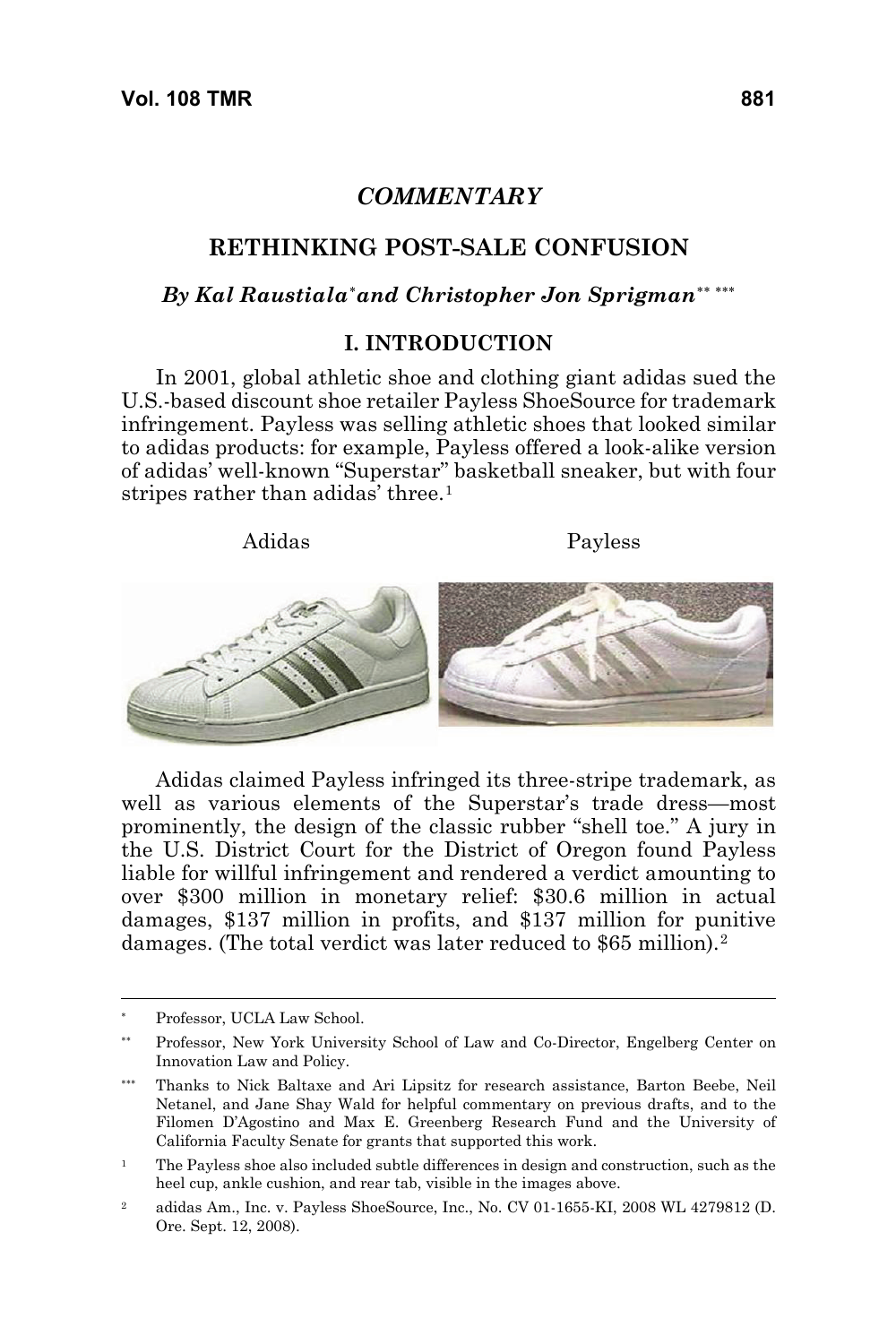## *COMMENTARY*

# RETHINKING POST-SALE CONFUSION

### *By Kal Raustiala*[*] *and Christopher Jon Sprigman*[**] [***]

## I. INTRODUCTION

In 2001, global athletic shoe and clothing giant adidas sued the U.S.-based discount shoe retailer Payless ShoeSource for trademark infringement. Payless was selling athletic shoes that looked similar to adidas products: for example, Payless offered a look-alike version of adidas' well-known "Superstar" basketball sneaker, but with four stripes rather than adidas' three.[1]

Adidas                                        Payless

Adidas claimed Payless infringed its three-stripe trademark, as well as various elements of the Superstar's trade dress—most prominently, the design of the classic rubber "shell toe." A jury in the U.S. District Court for the District of Oregon found Payless liable for willful infringement and rendered a verdict amounting to over $300 million in monetary relief: $30.6 million in actual damages, $137 million in profits, and $137 million for punitive damages. (The total verdict was later reduced to $65 million).[2]

---

[*] Professor, UCLA Law School.

[**] Professor, New York University School of Law and Co-Director, Engelberg Center on Innovation Law and Policy.

[***] Thanks to Nick Baltaxe and Ari Lipsitz for research assistance, Barton Beebe, Neil Netanel, and Jane Shay Wald for helpful commentary on previous drafts, and to the Filomen D'Agostino and Max E. Greenberg Research Fund and the University of California Faculty Senate for grants that supported this work.

[1] The Payless shoe also included subtle differences in design and construction, such as the heel cup, ankle cushion, and rear tab, visible in the images above.

[2] adidas Am., Inc. v. Payless ShoeSource, Inc., No. CV 01-1655-KI, 2008 WL 4279812 (D. Ore. Sept. 12, 2008).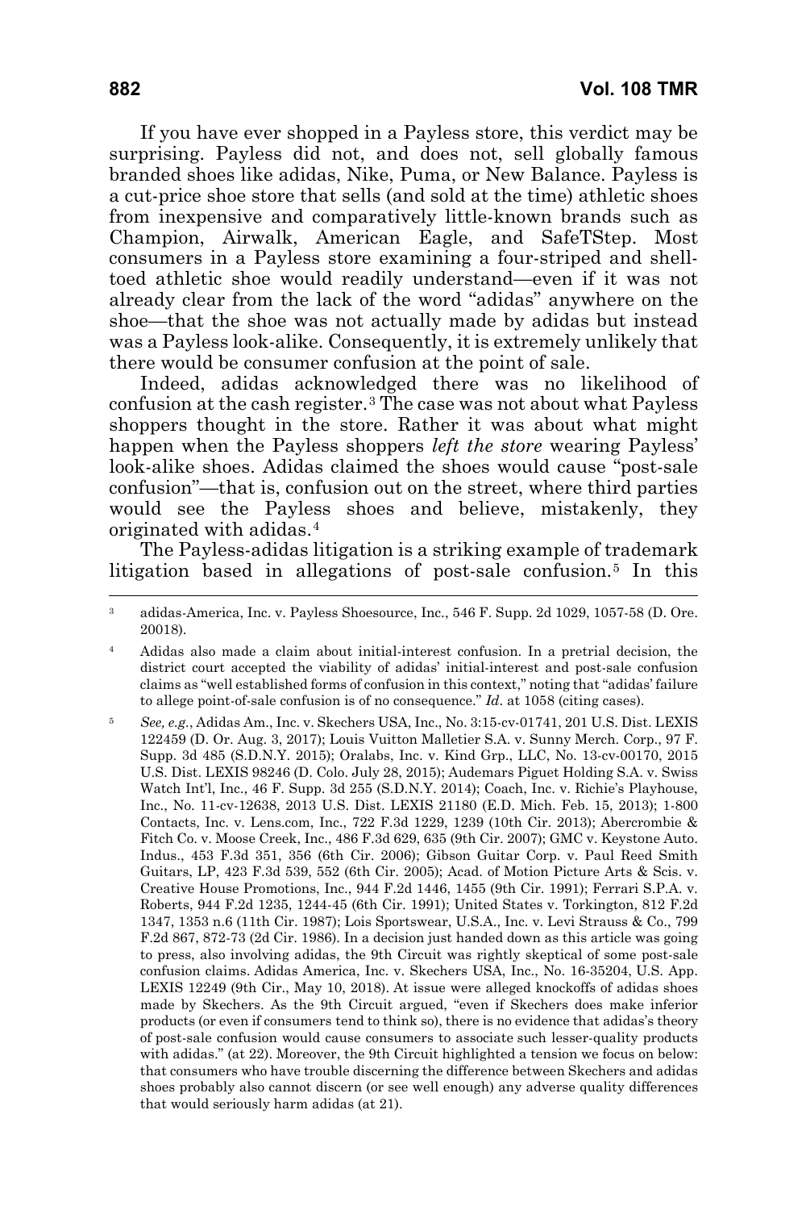If you have ever shopped in a Payless store, this verdict may be surprising. Payless did not, and does not, sell globally famous branded shoes like adidas, Nike, Puma, or New Balance. Payless is a cut-price shoe store that sells (and sold at the time) athletic shoes from inexpensive and comparatively little-known brands such as Champion, Airwalk, American Eagle, and SafeTStep. Most consumers in a Payless store examining a four-striped and shell-toed athletic shoe would readily understand—even if it was not already clear from the lack of the word "adidas" anywhere on the shoe—that the shoe was not actually made by adidas but instead was a Payless look-alike. Consequently, it is extremely unlikely that there would be consumer confusion at the point of sale.

Indeed, adidas acknowledged there was no likelihood of confusion at the cash register.[3] The case was not about what Payless shoppers thought in the store. Rather it was about what might happen when the Payless shoppers *left the store* wearing Payless' look-alike shoes. Adidas claimed the shoes would cause "post-sale confusion"—that is, confusion out on the street, where third parties would see the Payless shoes and believe, mistakenly, they originated with adidas.[4]

The Payless-adidas litigation is a striking example of trademark litigation based in allegations of post-sale confusion.[5] In this

---

[3] adidas-America, Inc. v. Payless Shoesource, Inc., 546 F. Supp. 2d 1029, 1057-58 (D. Ore. 20018).

[4] Adidas also made a claim about initial-interest confusion. In a pretrial decision, the district court accepted the viability of adidas' initial-interest and post-sale confusion claims as "well established forms of confusion in this context," noting that "adidas' failure to allege point-of-sale confusion is of no consequence." *Id.* at 1058 (citing cases).

[5] *See, e.g.*, Adidas Am., Inc. v. Skechers USA, Inc., No. 3:15-cv-01741, 201 U.S. Dist. LEXIS 122459 (D. Or. Aug. 3, 2017); Louis Vuitton Malletier S.A. v. Sunny Merch. Corp., 97 F. Supp. 3d 485 (S.D.N.Y. 2015); Oralabs, Inc. v. Kind Grp., LLC, No. 13-cv-00170, 2015 U.S. Dist. LEXIS 98246 (D. Colo. July 28, 2015); Audemars Piguet Holding S.A. v. Swiss Watch Int'l, Inc., 46 F. Supp. 3d 255 (S.D.N.Y. 2014); Coach, Inc. v. Richie's Playhouse, Inc., No. 11-cv-12638, 2013 U.S. Dist. LEXIS 21180 (E.D. Mich. Feb. 15, 2013); 1-800 Contacts, Inc. v. Lens.com, Inc., 722 F.3d 1229, 1239 (10th Cir. 2013); Abercrombie & Fitch Co. v. Moose Creek, Inc., 486 F.3d 629, 635 (9th Cir. 2007); GMC v. Keystone Auto. Indus., 453 F.3d 351, 356 (6th Cir. 2006); Gibson Guitar Corp. v. Paul Reed Smith Guitars, LP, 423 F.3d 539, 552 (6th Cir. 2005); Acad. of Motion Picture Arts & Scis. v. Creative House Promotions, Inc., 944 F.2d 1446, 1455 (9th Cir. 1991); Ferrari S.P.A. v. Roberts, 944 F.2d 1235, 1244-45 (6th Cir. 1991); United States v. Torkington, 812 F.2d 1347, 1353 n.6 (11th Cir. 1987); Lois Sportswear, U.S.A., Inc. v. Levi Strauss & Co., 799 F.2d 867, 872-73 (2d Cir. 1986). In a decision just handed down as this article was going to press, also involving adidas, the 9th Circuit was rightly skeptical of some post-sale confusion claims. Adidas America, Inc. v. Skechers USA, Inc., No. 16-35204, U.S. App. LEXIS 12249 (9th Cir., May 10, 2018). At issue were alleged knockoffs of adidas shoes made by Skechers. As the 9th Circuit argued, "even if Skechers does make inferior products (or even if consumers tend to think so), there is no evidence that adidas's theory of post-sale confusion would cause consumers to associate such lesser-quality products with adidas." (at 22). Moreover, the 9th Circuit highlighted a tension we focus on below: that consumers who have trouble discerning the difference between Skechers and adidas shoes probably also cannot discern (or see well enough) any adverse quality differences that would seriously harm adidas (at 21).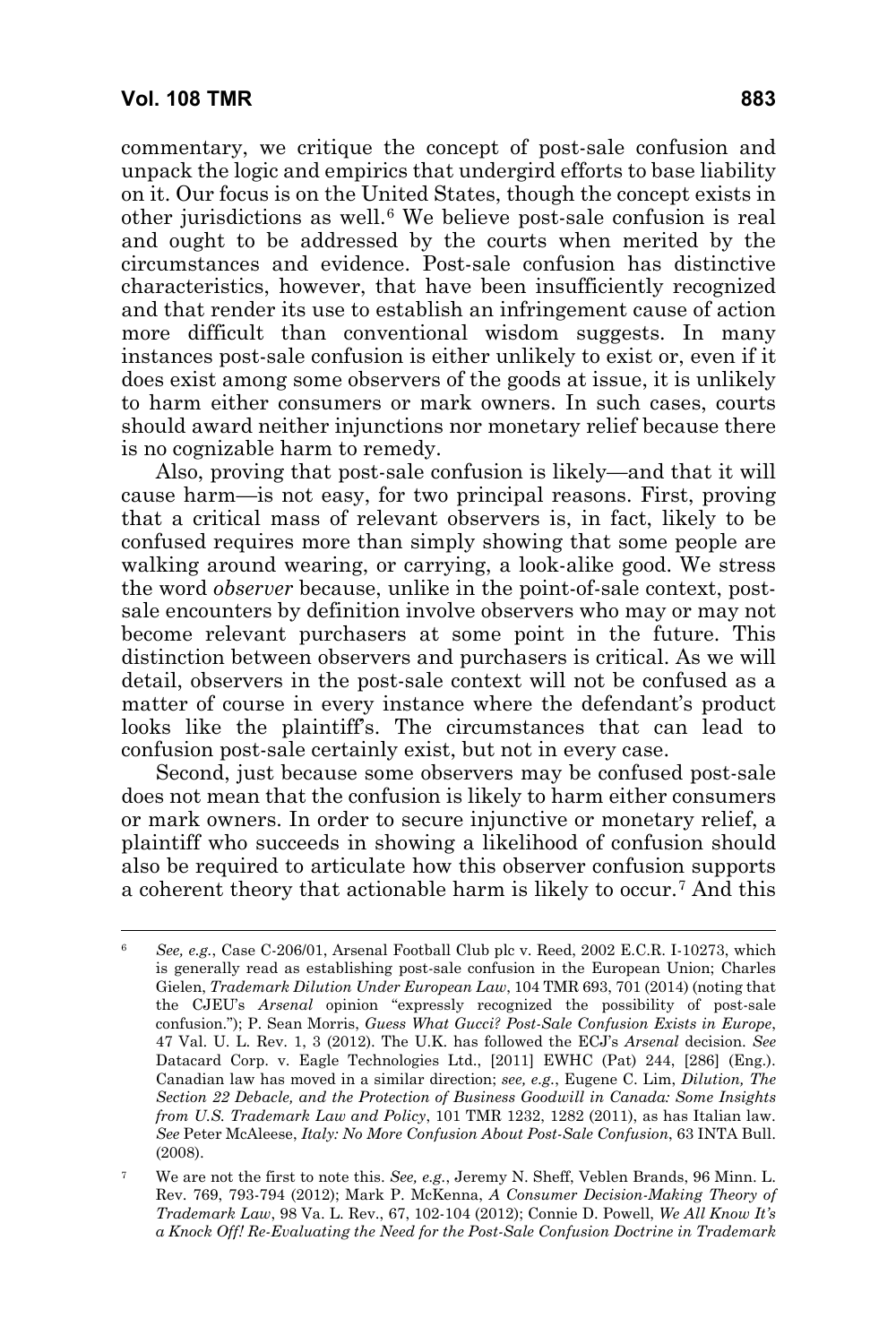commentary, we critique the concept of post-sale confusion and unpack the logic and empirics that undergird efforts to base liability on it. Our focus is on the United States, though the concept exists in other jurisdictions as well.[6] We believe post-sale confusion is real and ought to be addressed by the courts when merited by the circumstances and evidence. Post-sale confusion has distinctive characteristics, however, that have been insufficiently recognized and that render its use to establish an infringement cause of action more difficult than conventional wisdom suggests. In many instances post-sale confusion is either unlikely to exist or, even if it does exist among some observers of the goods at issue, it is unlikely to harm either consumers or mark owners. In such cases, courts should award neither injunctions nor monetary relief because there is no cognizable harm to remedy.

Also, proving that post-sale confusion is likely—and that it will cause harm—is not easy, for two principal reasons. First, proving that a critical mass of relevant observers is, in fact, likely to be confused requires more than simply showing that some people are walking around wearing, or carrying, a look-alike good. We stress the word *observer* because, unlike in the point-of-sale context, post-sale encounters by definition involve observers who may or may not become relevant purchasers at some point in the future. This distinction between observers and purchasers is critical. As we will detail, observers in the post-sale context will not be confused as a matter of course in every instance where the defendant's product looks like the plaintiff's. The circumstances that can lead to confusion post-sale certainly exist, but not in every case.

Second, just because some observers may be confused post-sale does not mean that the confusion is likely to harm either consumers or mark owners. In order to secure injunctive or monetary relief, a plaintiff who succeeds in showing a likelihood of confusion should also be required to articulate how this observer confusion supports a coherent theory that actionable harm is likely to occur.[7] And this

---

[6] *See, e.g.*, Case C-206/01, Arsenal Football Club plc v. Reed, 2002 E.C.R. I-10273, which is generally read as establishing post-sale confusion in the European Union; Charles Gielen, *Trademark Dilution Under European Law*, 104 TMR 693, 701 (2014) (noting that the CJEU's *Arsenal* opinion "expressly recognized the possibility of post-sale confusion."); P. Sean Morris, *Guess What Gucci? Post-Sale Confusion Exists in Europe*, 47 Val. U. L. Rev. 1, 3 (2012). The U.K. has followed the ECJ's *Arsenal* decision. *See* Datacard Corp. v. Eagle Technologies Ltd., [2011] EWHC (Pat) 244, [286] (Eng.). Canadian law has moved in a similar direction; *see, e.g.*, Eugene C. Lim, *Dilution, The Section 22 Debacle, and the Protection of Business Goodwill in Canada: Some Insights from U.S. Trademark Law and Policy*, 101 TMR 1232, 1282 (2011), as has Italian law. *See* Peter McAleese, *Italy: No More Confusion About Post-Sale Confusion*, 63 INTA Bull. (2008).

[7] We are not the first to note this. *See, e.g.*, Jeremy N. Sheff, Veblen Brands, 96 Minn. L. Rev. 769, 793-794 (2012); Mark P. McKenna, *A Consumer Decision-Making Theory of Trademark Law*, 98 Va. L. Rev., 67, 102-104 (2012); Connie D. Powell, *We All Know It's a Knock Off! Re-Evaluating the Need for the Post-Sale Confusion Doctrine in Trademark*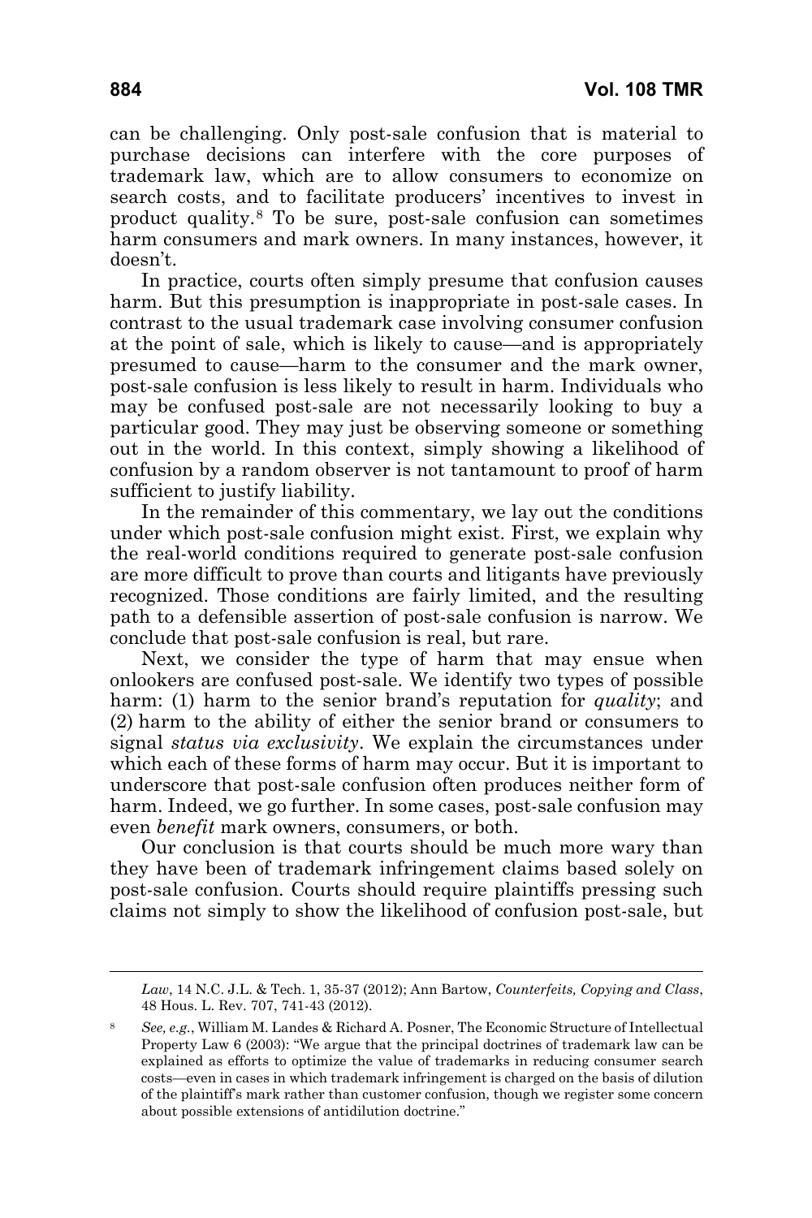can be challenging. Only post-sale confusion that is material to purchase decisions can interfere with the core purposes of trademark law, which are to allow consumers to economize on search costs, and to facilitate producers' incentives to invest in product quality.[8] To be sure, post-sale confusion can sometimes harm consumers and mark owners. In many instances, however, it doesn't.

In practice, courts often simply presume that confusion causes harm. But this presumption is inappropriate in post-sale cases. In contrast to the usual trademark case involving consumer confusion at the point of sale, which is likely to cause—and is appropriately presumed to cause—harm to the consumer and the mark owner, post-sale confusion is less likely to result in harm. Individuals who may be confused post-sale are not necessarily looking to buy a particular good. They may just be observing someone or something out in the world. In this context, simply showing a likelihood of confusion by a random observer is not tantamount to proof of harm sufficient to justify liability.

In the remainder of this commentary, we lay out the conditions under which post-sale confusion might exist. First, we explain why the real-world conditions required to generate post-sale confusion are more difficult to prove than courts and litigants have previously recognized. Those conditions are fairly limited, and the resulting path to a defensible assertion of post-sale confusion is narrow. We conclude that post-sale confusion is real, but rare.

Next, we consider the type of harm that may ensue when onlookers are confused post-sale. We identify two types of possible harm: (1) harm to the senior brand's reputation for *quality*; and (2) harm to the ability of either the senior brand or consumers to signal *status via exclusivity*. We explain the circumstances under which each of these forms of harm may occur. But it is important to underscore that post-sale confusion often produces neither form of harm. Indeed, we go further. In some cases, post-sale confusion may even *benefit* mark owners, consumers, or both.

Our conclusion is that courts should be much more wary than they have been of trademark infringement claims based solely on post-sale confusion. Courts should require plaintiffs pressing such claims not simply to show the likelihood of confusion post-sale, but

---

*Law*, 14 N.C. J.L. & Tech. 1, 35-37 (2012); Ann Bartow, *Counterfeits, Copying and Class*, 48 Hous. L. Rev. 707, 741-43 (2012).

[8] *See, e.g.*, William M. Landes & Richard A. Posner, The Economic Structure of Intellectual Property Law 6 (2003): "We argue that the principal doctrines of trademark law can be explained as efforts to optimize the value of trademarks in reducing consumer search costs—even in cases in which trademark infringement is charged on the basis of dilution of the plaintiff's mark rather than customer confusion, though we register some concern about possible extensions of antidilution doctrine."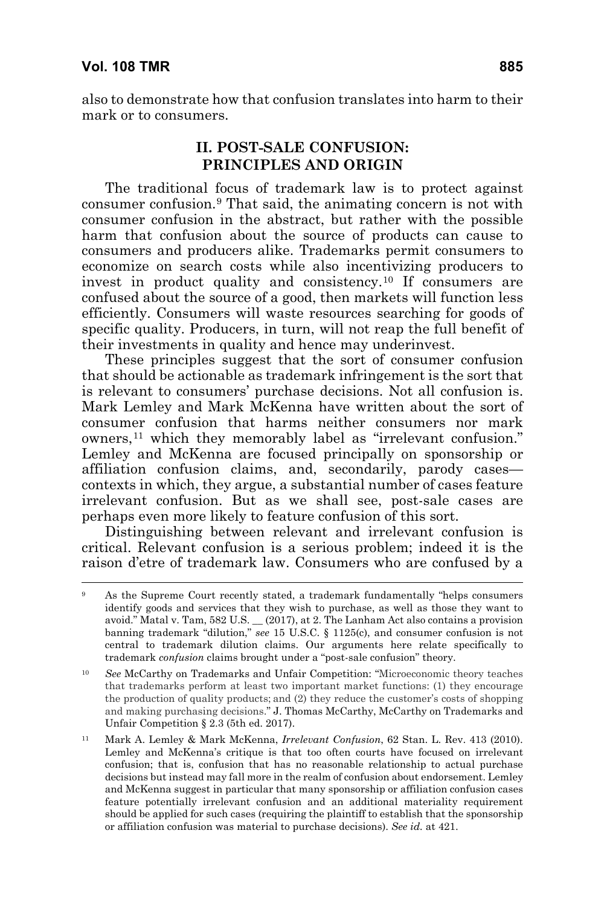also to demonstrate how that confusion translates into harm to their mark or to consumers.

## II. POST-SALE CONFUSION: PRINCIPLES AND ORIGIN

The traditional focus of trademark law is to protect against consumer confusion.[9] That said, the animating concern is not with consumer confusion in the abstract, but rather with the possible harm that confusion about the source of products can cause to consumers and producers alike. Trademarks permit consumers to economize on search costs while also incentivizing producers to invest in product quality and consistency.[10] If consumers are confused about the source of a good, then markets will function less efficiently. Consumers will waste resources searching for goods of specific quality. Producers, in turn, will not reap the full benefit of their investments in quality and hence may underinvest.

These principles suggest that the sort of consumer confusion that should be actionable as trademark infringement is the sort that is relevant to consumers' purchase decisions. Not all confusion is. Mark Lemley and Mark McKenna have written about the sort of consumer confusion that harms neither consumers nor mark owners,[11] which they memorably label as "irrelevant confusion." Lemley and McKenna are focused principally on sponsorship or affiliation confusion claims, and, secondarily, parody cases—contexts in which, they argue, a substantial number of cases feature irrelevant confusion. But as we shall see, post-sale cases are perhaps even more likely to feature confusion of this sort.

Distinguishing between relevant and irrelevant confusion is critical. Relevant confusion is a serious problem; indeed it is the raison d'etre of trademark law. Consumers who are confused by a

---

[9] As the Supreme Court recently stated, a trademark fundamentally "helps consumers identify goods and services that they wish to purchase, as well as those they want to avoid." Matal v. Tam, 582 U.S. __ (2017), at 2. The Lanham Act also contains a provision banning trademark "dilution," *see* 15 U.S.C. § 1125(c), and consumer confusion is not central to trademark dilution claims. Our arguments here relate specifically to trademark *confusion* claims brought under a "post-sale confusion" theory.

[10] *See* McCarthy on Trademarks and Unfair Competition: "Microeconomic theory teaches that trademarks perform at least two important market functions: (1) they encourage the production of quality products; and (2) they reduce the customer's costs of shopping and making purchasing decisions." J. Thomas McCarthy, McCarthy on Trademarks and Unfair Competition § 2.3 (5th ed. 2017).

[11] Mark A. Lemley & Mark McKenna, *Irrelevant Confusion*, 62 Stan. L. Rev. 413 (2010). Lemley and McKenna's critique is that too often courts have focused on irrelevant confusion; that is, confusion that has no reasonable relationship to actual purchase decisions but instead may fall more in the realm of confusion about endorsement. Lemley and McKenna suggest in particular that many sponsorship or affiliation confusion cases feature potentially irrelevant confusion and an additional materiality requirement should be applied for such cases (requiring the plaintiff to establish that the sponsorship or affiliation confusion was material to purchase decisions). *See id.* at 421.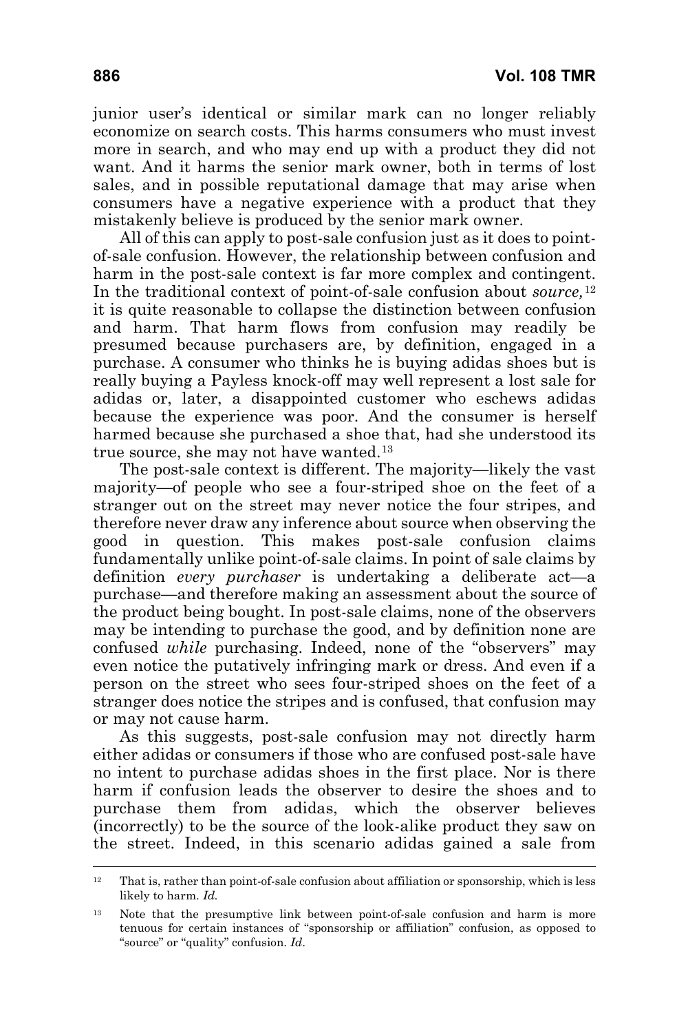junior user's identical or similar mark can no longer reliably economize on search costs. This harms consumers who must invest more in search, and who may end up with a product they did not want. And it harms the senior mark owner, both in terms of lost sales, and in possible reputational damage that may arise when consumers have a negative experience with a product that they mistakenly believe is produced by the senior mark owner.

All of this can apply to post-sale confusion just as it does to point-of-sale confusion. However, the relationship between confusion and harm in the post-sale context is far more complex and contingent. In the traditional context of point-of-sale confusion about *source,*[12] it is quite reasonable to collapse the distinction between confusion and harm. That harm flows from confusion may readily be presumed because purchasers are, by definition, engaged in a purchase. A consumer who thinks he is buying adidas shoes but is really buying a Payless knock-off may well represent a lost sale for adidas or, later, a disappointed customer who eschews adidas because the experience was poor. And the consumer is herself harmed because she purchased a shoe that, had she understood its true source, she may not have wanted.[13]

The post-sale context is different. The majority—likely the vast majority—of people who see a four-striped shoe on the feet of a stranger out on the street may never notice the four stripes, and therefore never draw any inference about source when observing the good in question. This makes post-sale confusion claims fundamentally unlike point-of-sale claims. In point of sale claims by definition *every purchaser* is undertaking a deliberate act—a purchase—and therefore making an assessment about the source of the product being bought. In post-sale claims, none of the observers may be intending to purchase the good, and by definition none are confused *while* purchasing. Indeed, none of the "observers" may even notice the putatively infringing mark or dress. And even if a person on the street who sees four-striped shoes on the feet of a stranger does notice the stripes and is confused, that confusion may or may not cause harm.

As this suggests, post-sale confusion may not directly harm either adidas or consumers if those who are confused post-sale have no intent to purchase adidas shoes in the first place. Nor is there harm if confusion leads the observer to desire the shoes and to purchase them from adidas, which the observer believes (incorrectly) to be the source of the look-alike product they saw on the street. Indeed, in this scenario adidas gained a sale from

---

[12] That is, rather than point-of-sale confusion about affiliation or sponsorship, which is less likely to harm. *Id.*

[13] Note that the presumptive link between point-of-sale confusion and harm is more tenuous for certain instances of "sponsorship or affiliation" confusion, as opposed to "source" or "quality" confusion. *Id*.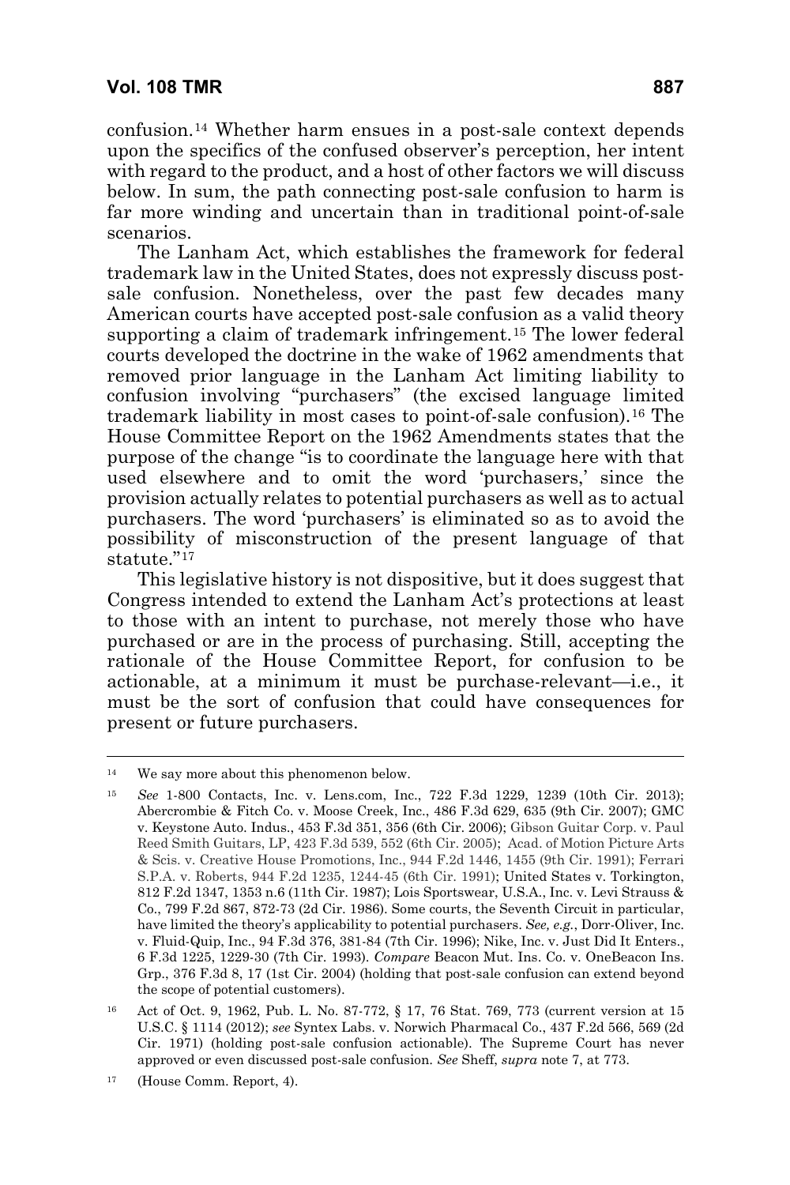confusion.[14] Whether harm ensues in a post-sale context depends upon the specifics of the confused observer's perception, her intent with regard to the product, and a host of other factors we will discuss below. In sum, the path connecting post-sale confusion to harm is far more winding and uncertain than in traditional point-of-sale scenarios.

The Lanham Act, which establishes the framework for federal trademark law in the United States, does not expressly discuss post-sale confusion. Nonetheless, over the past few decades many American courts have accepted post-sale confusion as a valid theory supporting a claim of trademark infringement.[15] The lower federal courts developed the doctrine in the wake of 1962 amendments that removed prior language in the Lanham Act limiting liability to confusion involving "purchasers" (the excised language limited trademark liability in most cases to point-of-sale confusion).[16] The House Committee Report on the 1962 Amendments states that the purpose of the change "is to coordinate the language here with that used elsewhere and to omit the word 'purchasers,' since the provision actually relates to potential purchasers as well as to actual purchasers. The word 'purchasers' is eliminated so as to avoid the possibility of misconstruction of the present language of that statute."[17]

This legislative history is not dispositive, but it does suggest that Congress intended to extend the Lanham Act's protections at least to those with an intent to purchase, not merely those who have purchased or are in the process of purchasing. Still, accepting the rationale of the House Committee Report, for confusion to be actionable, at a minimum it must be purchase-relevant—i.e., it must be the sort of confusion that could have consequences for present or future purchasers.

---

[14] We say more about this phenomenon below.

[15] *See* 1-800 Contacts, Inc. v. Lens.com, Inc., 722 F.3d 1229, 1239 (10th Cir. 2013); Abercrombie & Fitch Co. v. Moose Creek, Inc., 486 F.3d 629, 635 (9th Cir. 2007); GMC v. Keystone Auto. Indus., 453 F.3d 351, 356 (6th Cir. 2006); Gibson Guitar Corp. v. Paul Reed Smith Guitars, LP, 423 F.3d 539, 552 (6th Cir. 2005); Acad. of Motion Picture Arts & Scis. v. Creative House Promotions, Inc., 944 F.2d 1446, 1455 (9th Cir. 1991); Ferrari S.P.A. v. Roberts, 944 F.2d 1235, 1244-45 (6th Cir. 1991); United States v. Torkington, 812 F.2d 1347, 1353 n.6 (11th Cir. 1987); Lois Sportswear, U.S.A., Inc. v. Levi Strauss & Co., 799 F.2d 867, 872-73 (2d Cir. 1986). Some courts, the Seventh Circuit in particular, have limited the theory's applicability to potential purchasers. *See, e.g.*, Dorr-Oliver, Inc. v. Fluid-Quip, Inc., 94 F.3d 376, 381-84 (7th Cir. 1996); Nike, Inc. v. Just Did It Enters., 6 F.3d 1225, 1229-30 (7th Cir. 1993). *Compare* Beacon Mut. Ins. Co. v. OneBeacon Ins. Grp., 376 F.3d 8, 17 (1st Cir. 2004) (holding that post-sale confusion can extend beyond the scope of potential customers).

[16] Act of Oct. 9, 1962, Pub. L. No. 87-772, § 17, 76 Stat. 769, 773 (current version at 15 U.S.C. § 1114 (2012); *see* Syntex Labs. v. Norwich Pharmacal Co., 437 F.2d 566, 569 (2d Cir. 1971) (holding post-sale confusion actionable). The Supreme Court has never approved or even discussed post-sale confusion. *See* Sheff, *supra* note 7, at 773.

[17] (House Comm. Report, 4).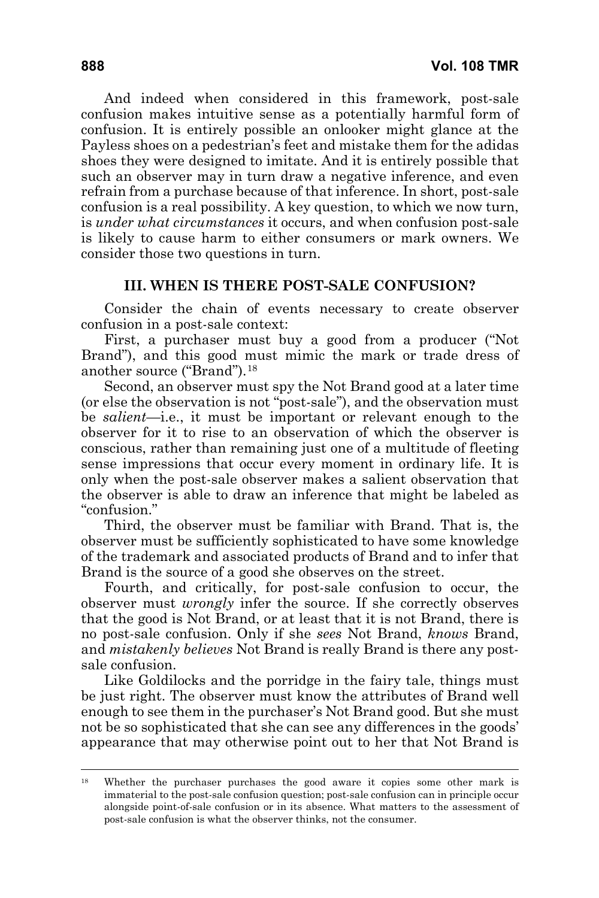And indeed when considered in this framework, post-sale confusion makes intuitive sense as a potentially harmful form of confusion. It is entirely possible an onlooker might glance at the Payless shoes on a pedestrian's feet and mistake them for the adidas shoes they were designed to imitate. And it is entirely possible that such an observer may in turn draw a negative inference, and even refrain from a purchase because of that inference. In short, post-sale confusion is a real possibility. A key question, to which we now turn, is *under what circumstances* it occurs, and when confusion post-sale is likely to cause harm to either consumers or mark owners. We consider those two questions in turn.

## III. WHEN IS THERE POST-SALE CONFUSION?

Consider the chain of events necessary to create observer confusion in a post-sale context:

First, a purchaser must buy a good from a producer ("Not Brand"), and this good must mimic the mark or trade dress of another source ("Brand").[18]

Second, an observer must spy the Not Brand good at a later time (or else the observation is not "post-sale"), and the observation must be *salient*—i.e., it must be important or relevant enough to the observer for it to rise to an observation of which the observer is conscious, rather than remaining just one of a multitude of fleeting sense impressions that occur every moment in ordinary life. It is only when the post-sale observer makes a salient observation that the observer is able to draw an inference that might be labeled as "confusion."

Third, the observer must be familiar with Brand. That is, the observer must be sufficiently sophisticated to have some knowledge of the trademark and associated products of Brand and to infer that Brand is the source of a good she observes on the street.

Fourth, and critically, for post-sale confusion to occur, the observer must *wrongly* infer the source. If she correctly observes that the good is Not Brand, or at least that it is not Brand, there is no post-sale confusion. Only if she *sees* Not Brand, *knows* Brand, and *mistakenly believes* Not Brand is really Brand is there any post-sale confusion.

Like Goldilocks and the porridge in the fairy tale, things must be just right. The observer must know the attributes of Brand well enough to see them in the purchaser's Not Brand good. But she must not be so sophisticated that she can see any differences in the goods' appearance that may otherwise point out to her that Not Brand is

---

[18] Whether the purchaser purchases the good aware it copies some other mark is immaterial to the post-sale confusion question; post-sale confusion can in principle occur alongside point-of-sale confusion or in its absence. What matters to the assessment of post-sale confusion is what the observer thinks, not the consumer.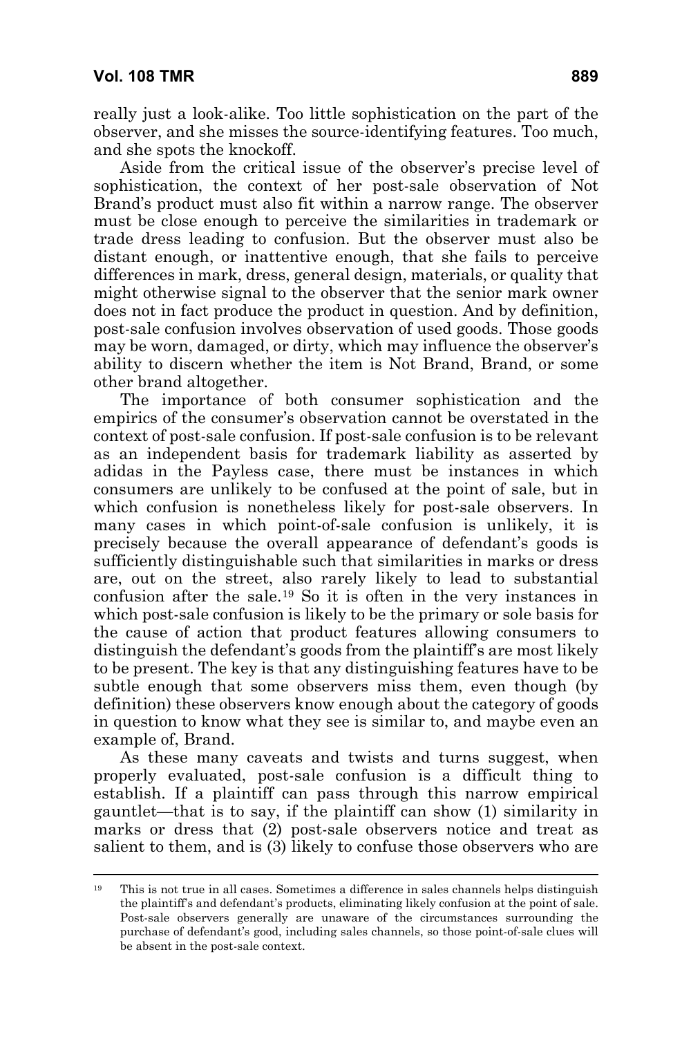really just a look-alike. Too little sophistication on the part of the observer, and she misses the source-identifying features. Too much, and she spots the knockoff.

Aside from the critical issue of the observer's precise level of sophistication, the context of her post-sale observation of Not Brand's product must also fit within a narrow range. The observer must be close enough to perceive the similarities in trademark or trade dress leading to confusion. But the observer must also be distant enough, or inattentive enough, that she fails to perceive differences in mark, dress, general design, materials, or quality that might otherwise signal to the observer that the senior mark owner does not in fact produce the product in question. And by definition, post-sale confusion involves observation of used goods. Those goods may be worn, damaged, or dirty, which may influence the observer's ability to discern whether the item is Not Brand, Brand, or some other brand altogether.

The importance of both consumer sophistication and the empirics of the consumer's observation cannot be overstated in the context of post-sale confusion. If post-sale confusion is to be relevant as an independent basis for trademark liability as asserted by adidas in the Payless case, there must be instances in which consumers are unlikely to be confused at the point of sale, but in which confusion is nonetheless likely for post-sale observers. In many cases in which point-of-sale confusion is unlikely, it is precisely because the overall appearance of defendant's goods is sufficiently distinguishable such that similarities in marks or dress are, out on the street, also rarely likely to lead to substantial confusion after the sale.[19] So it is often in the very instances in which post-sale confusion is likely to be the primary or sole basis for the cause of action that product features allowing consumers to distinguish the defendant's goods from the plaintiff's are most likely to be present. The key is that any distinguishing features have to be subtle enough that some observers miss them, even though (by definition) these observers know enough about the category of goods in question to know what they see is similar to, and maybe even an example of, Brand.

As these many caveats and twists and turns suggest, when properly evaluated, post-sale confusion is a difficult thing to establish. If a plaintiff can pass through this narrow empirical gauntlet—that is to say, if the plaintiff can show (1) similarity in marks or dress that (2) post-sale observers notice and treat as salient to them, and is (3) likely to confuse those observers who are

---

[19] This is not true in all cases. Sometimes a difference in sales channels helps distinguish the plaintiff's and defendant's products, eliminating likely confusion at the point of sale. Post-sale observers generally are unaware of the circumstances surrounding the purchase of defendant's good, including sales channels, so those point-of-sale clues will be absent in the post-sale context.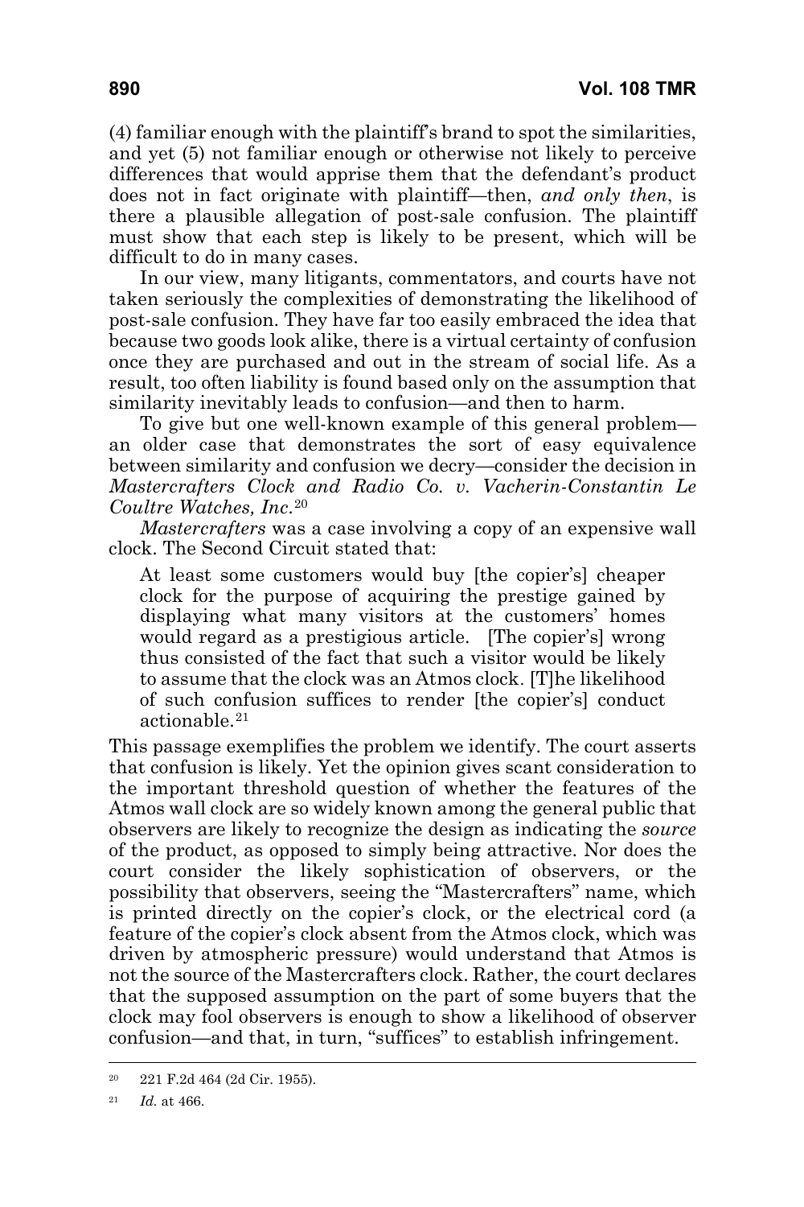(4) familiar enough with the plaintiff's brand to spot the similarities, and yet (5) not familiar enough or otherwise not likely to perceive differences that would apprise them that the defendant's product does not in fact originate with plaintiff—then, *and only then*, is there a plausible allegation of post-sale confusion. The plaintiff must show that each step is likely to be present, which will be difficult to do in many cases.

In our view, many litigants, commentators, and courts have not taken seriously the complexities of demonstrating the likelihood of post-sale confusion. They have far too easily embraced the idea that because two goods look alike, there is a virtual certainty of confusion once they are purchased and out in the stream of social life. As a result, too often liability is found based only on the assumption that similarity inevitably leads to confusion—and then to harm.

To give but one well-known example of this general problem—an older case that demonstrates the sort of easy equivalence between similarity and confusion we decry—consider the decision in *Mastercrafters Clock and Radio Co. v. Vacherin-Constantin Le Coultre Watches, Inc.*[20]

*Mastercrafters* was a case involving a copy of an expensive wall clock. The Second Circuit stated that:

> At least some customers would buy [the copier's] cheaper clock for the purpose of acquiring the prestige gained by displaying what many visitors at the customers' homes would regard as a prestigious article. [The copier's] wrong thus consisted of the fact that such a visitor would be likely to assume that the clock was an Atmos clock. [T]he likelihood of such confusion suffices to render [the copier's] conduct actionable.[21]

This passage exemplifies the problem we identify. The court asserts that confusion is likely. Yet the opinion gives scant consideration to the important threshold question of whether the features of the Atmos wall clock are so widely known among the general public that observers are likely to recognize the design as indicating the *source* of the product, as opposed to simply being attractive. Nor does the court consider the likely sophistication of observers, or the possibility that observers, seeing the "Mastercrafters" name, which is printed directly on the copier's clock, or the electrical cord (a feature of the copier's clock absent from the Atmos clock, which was driven by atmospheric pressure) would understand that Atmos is not the source of the Mastercrafters clock. Rather, the court declares that the supposed assumption on the part of some buyers that the clock may fool observers is enough to show a likelihood of observer confusion—and that, in turn, "suffices" to establish infringement.

---

[20] 221 F.2d 464 (2d Cir. 1955).

[21] *Id.* at 466.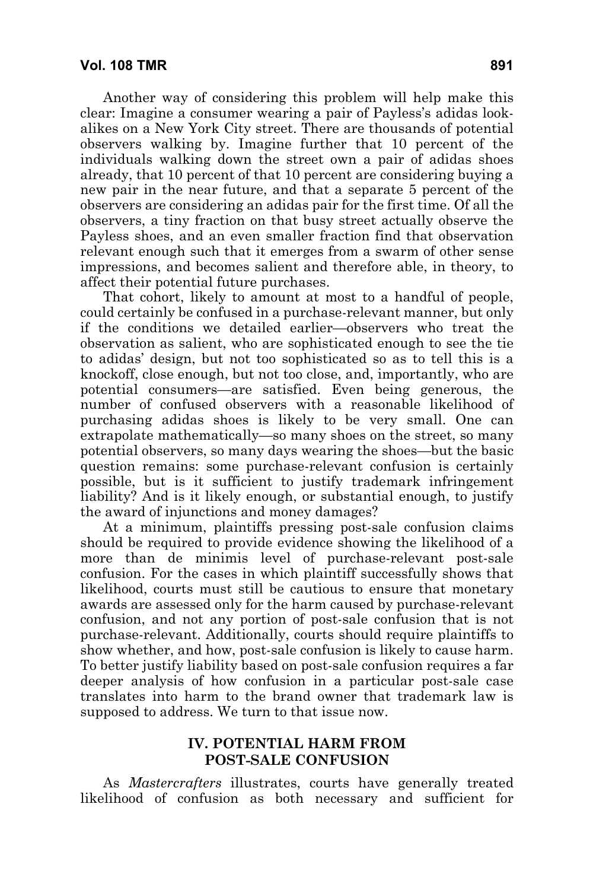Another way of considering this problem will help make this clear: Imagine a consumer wearing a pair of Payless's adidas look-alikes on a New York City street. There are thousands of potential observers walking by. Imagine further that 10 percent of the individuals walking down the street own a pair of adidas shoes already, that 10 percent of that 10 percent are considering buying a new pair in the near future, and that a separate 5 percent of the observers are considering an adidas pair for the first time. Of all the observers, a tiny fraction on that busy street actually observe the Payless shoes, and an even smaller fraction find that observation relevant enough such that it emerges from a swarm of other sense impressions, and becomes salient and therefore able, in theory, to affect their potential future purchases.

That cohort, likely to amount at most to a handful of people, could certainly be confused in a purchase-relevant manner, but only if the conditions we detailed earlier—observers who treat the observation as salient, who are sophisticated enough to see the tie to adidas' design, but not too sophisticated so as to tell this is a knockoff, close enough, but not too close, and, importantly, who are potential consumers—are satisfied. Even being generous, the number of confused observers with a reasonable likelihood of purchasing adidas shoes is likely to be very small. One can extrapolate mathematically—so many shoes on the street, so many potential observers, so many days wearing the shoes—but the basic question remains: some purchase-relevant confusion is certainly possible, but is it sufficient to justify trademark infringement liability? And is it likely enough, or substantial enough, to justify the award of injunctions and money damages?

At a minimum, plaintiffs pressing post-sale confusion claims should be required to provide evidence showing the likelihood of a more than de minimis level of purchase-relevant post-sale confusion. For the cases in which plaintiff successfully shows that likelihood, courts must still be cautious to ensure that monetary awards are assessed only for the harm caused by purchase-relevant confusion, and not any portion of post-sale confusion that is not purchase-relevant. Additionally, courts should require plaintiffs to show whether, and how, post-sale confusion is likely to cause harm. To better justify liability based on post-sale confusion requires a far deeper analysis of how confusion in a particular post-sale case translates into harm to the brand owner that trademark law is supposed to address. We turn to that issue now.

## IV. POTENTIAL HARM FROM POST-SALE CONFUSION

As *Mastercrafters* illustrates, courts have generally treated likelihood of confusion as both necessary and sufficient for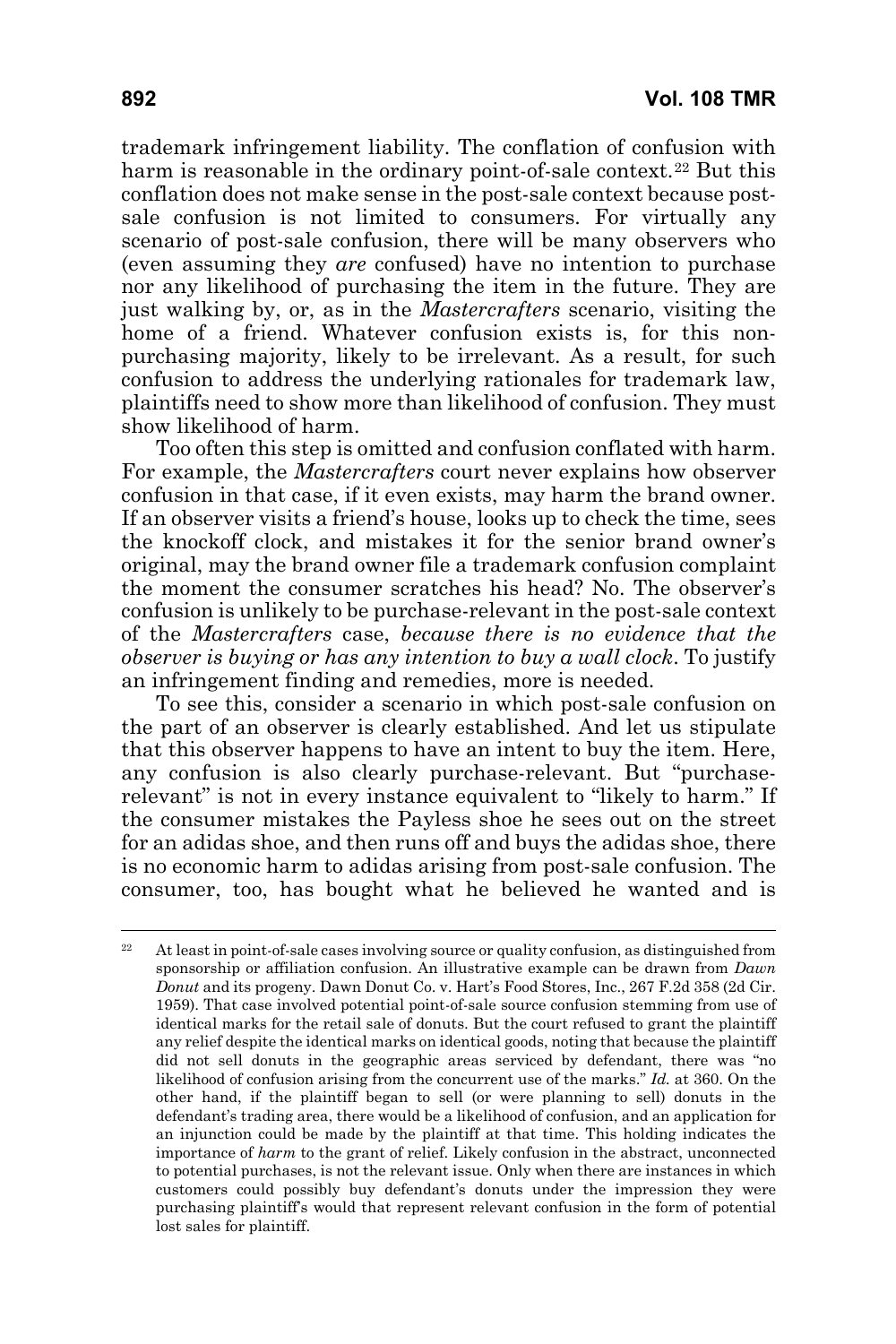trademark infringement liability. The conflation of confusion with harm is reasonable in the ordinary point-of-sale context.[22] But this conflation does not make sense in the post-sale context because post-sale confusion is not limited to consumers. For virtually any scenario of post-sale confusion, there will be many observers who (even assuming they *are* confused) have no intention to purchase nor any likelihood of purchasing the item in the future. They are just walking by, or, as in the *Mastercrafters* scenario, visiting the home of a friend. Whatever confusion exists is, for this non-purchasing majority, likely to be irrelevant. As a result, for such confusion to address the underlying rationales for trademark law, plaintiffs need to show more than likelihood of confusion. They must show likelihood of harm.

Too often this step is omitted and confusion conflated with harm. For example, the *Mastercrafters* court never explains how observer confusion in that case, if it even exists, may harm the brand owner. If an observer visits a friend's house, looks up to check the time, sees the knockoff clock, and mistakes it for the senior brand owner's original, may the brand owner file a trademark confusion complaint the moment the consumer scratches his head? No. The observer's confusion is unlikely to be purchase-relevant in the post-sale context of the *Mastercrafters* case, *because there is no evidence that the observer is buying or has any intention to buy a wall clock*. To justify an infringement finding and remedies, more is needed.

To see this, consider a scenario in which post-sale confusion on the part of an observer is clearly established. And let us stipulate that this observer happens to have an intent to buy the item. Here, any confusion is also clearly purchase-relevant. But "purchase-relevant" is not in every instance equivalent to "likely to harm." If the consumer mistakes the Payless shoe he sees out on the street for an adidas shoe, and then runs off and buys the adidas shoe, there is no economic harm to adidas arising from post-sale confusion. The consumer, too, has bought what he believed he wanted and is

---

[22] At least in point-of-sale cases involving source or quality confusion, as distinguished from sponsorship or affiliation confusion. An illustrative example can be drawn from *Dawn Donut* and its progeny. Dawn Donut Co. v. Hart's Food Stores, Inc., 267 F.2d 358 (2d Cir. 1959). That case involved potential point-of-sale source confusion stemming from use of identical marks for the retail sale of donuts. But the court refused to grant the plaintiff any relief despite the identical marks on identical goods, noting that because the plaintiff did not sell donuts in the geographic areas serviced by defendant, there was "no likelihood of confusion arising from the concurrent use of the marks." *Id.* at 360. On the other hand, if the plaintiff began to sell (or were planning to sell) donuts in the defendant's trading area, there would be a likelihood of confusion, and an application for an injunction could be made by the plaintiff at that time. This holding indicates the importance of *harm* to the grant of relief. Likely confusion in the abstract, unconnected to potential purchases, is not the relevant issue. Only when there are instances in which customers could possibly buy defendant's donuts under the impression they were purchasing plaintiff's would that represent relevant confusion in the form of potential lost sales for plaintiff.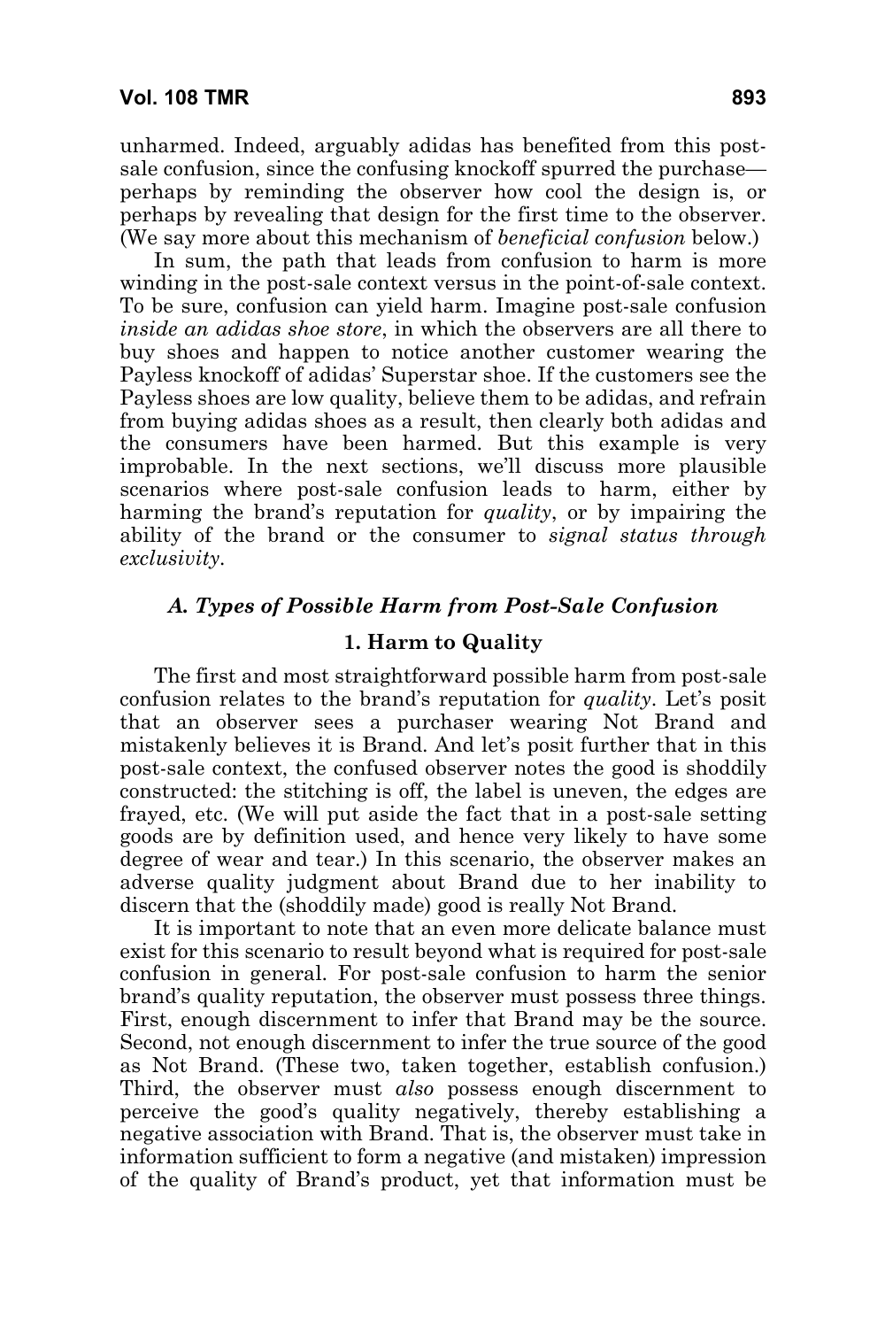unharmed. Indeed, arguably adidas has benefited from this post-sale confusion, since the confusing knockoff spurred the purchase—perhaps by reminding the observer how cool the design is, or perhaps by revealing that design for the first time to the observer. (We say more about this mechanism of *beneficial confusion* below.)

In sum, the path that leads from confusion to harm is more winding in the post-sale context versus in the point-of-sale context. To be sure, confusion can yield harm. Imagine post-sale confusion *inside an adidas shoe store*, in which the observers are all there to buy shoes and happen to notice another customer wearing the Payless knockoff of adidas' Superstar shoe. If the customers see the Payless shoes are low quality, believe them to be adidas, and refrain from buying adidas shoes as a result, then clearly both adidas and the consumers have been harmed. But this example is very improbable. In the next sections, we'll discuss more plausible scenarios where post-sale confusion leads to harm, either by harming the brand's reputation for *quality*, or by impairing the ability of the brand or the consumer to *signal status through exclusivity*.

### *A. Types of Possible Harm from Post-Sale Confusion*

#### 1. Harm to Quality

The first and most straightforward possible harm from post-sale confusion relates to the brand's reputation for *quality*. Let's posit that an observer sees a purchaser wearing Not Brand and mistakenly believes it is Brand. And let's posit further that in this post-sale context, the confused observer notes the good is shoddily constructed: the stitching is off, the label is uneven, the edges are frayed, etc. (We will put aside the fact that in a post-sale setting goods are by definition used, and hence very likely to have some degree of wear and tear.) In this scenario, the observer makes an adverse quality judgment about Brand due to her inability to discern that the (shoddily made) good is really Not Brand.

It is important to note that an even more delicate balance must exist for this scenario to result beyond what is required for post-sale confusion in general. For post-sale confusion to harm the senior brand's quality reputation, the observer must possess three things. First, enough discernment to infer that Brand may be the source. Second, not enough discernment to infer the true source of the good as Not Brand. (These two, taken together, establish confusion.) Third, the observer must *also* possess enough discernment to perceive the good's quality negatively, thereby establishing a negative association with Brand. That is, the observer must take in information sufficient to form a negative (and mistaken) impression of the quality of Brand's product, yet that information must be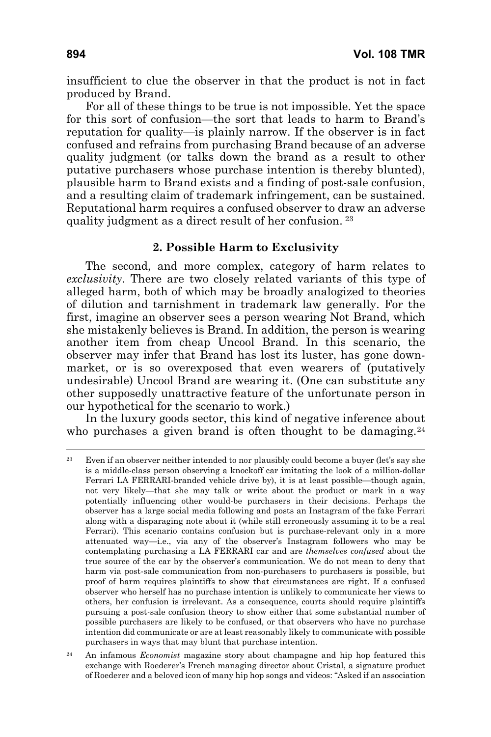insufficient to clue the observer in that the product is not in fact produced by Brand.

For all of these things to be true is not impossible. Yet the space for this sort of confusion—the sort that leads to harm to Brand's reputation for quality—is plainly narrow. If the observer is in fact confused and refrains from purchasing Brand because of an adverse quality judgment (or talks down the brand as a result to other putative purchasers whose purchase intention is thereby blunted), plausible harm to Brand exists and a finding of post-sale confusion, and a resulting claim of trademark infringement, can be sustained. Reputational harm requires a confused observer to draw an adverse quality judgment as a direct result of her confusion. [23]

### 2. Possible Harm to Exclusivity

The second, and more complex, category of harm relates to *exclusivity*. There are two closely related variants of this type of alleged harm, both of which may be broadly analogized to theories of dilution and tarnishment in trademark law generally. For the first, imagine an observer sees a person wearing Not Brand, which she mistakenly believes is Brand. In addition, the person is wearing another item from cheap Uncool Brand. In this scenario, the observer may infer that Brand has lost its luster, has gone down-market, or is so overexposed that even wearers of (putatively undesirable) Uncool Brand are wearing it. (One can substitute any other supposedly unattractive feature of the unfortunate person in our hypothetical for the scenario to work.)

In the luxury goods sector, this kind of negative inference about who purchases a given brand is often thought to be damaging.[24]

---

[23] Even if an observer neither intended to nor plausibly could become a buyer (let's say she is a middle-class person observing a knockoff car imitating the look of a million-dollar Ferrari LA FERRARI-branded vehicle drive by), it is at least possible—though again, not very likely—that she may talk or write about the product or mark in a way potentially influencing other would-be purchasers in their decisions. Perhaps the observer has a large social media following and posts an Instagram of the fake Ferrari along with a disparaging note about it (while still erroneously assuming it to be a real Ferrari). This scenario contains confusion but is purchase-relevant only in a more attenuated way—i.e., via any of the observer's Instagram followers who may be contemplating purchasing a LA FERRARI car and are *themselves confused* about the true source of the car by the observer's communication. We do not mean to deny that harm via post-sale communication from non-purchasers to purchasers is possible, but proof of harm requires plaintiffs to show that circumstances are right. If a confused observer who herself has no purchase intention is unlikely to communicate her views to others, her confusion is irrelevant. As a consequence, courts should require plaintiffs pursuing a post-sale confusion theory to show either that some substantial number of possible purchasers are likely to be confused, or that observers who have no purchase intention did communicate or are at least reasonably likely to communicate with possible purchasers in ways that may blunt that purchase intention.

[24] An infamous *Economist* magazine story about champagne and hip hop featured this exchange with Roederer's French managing director about Cristal, a signature product of Roederer and a beloved icon of many hip hop songs and videos: "Asked if an association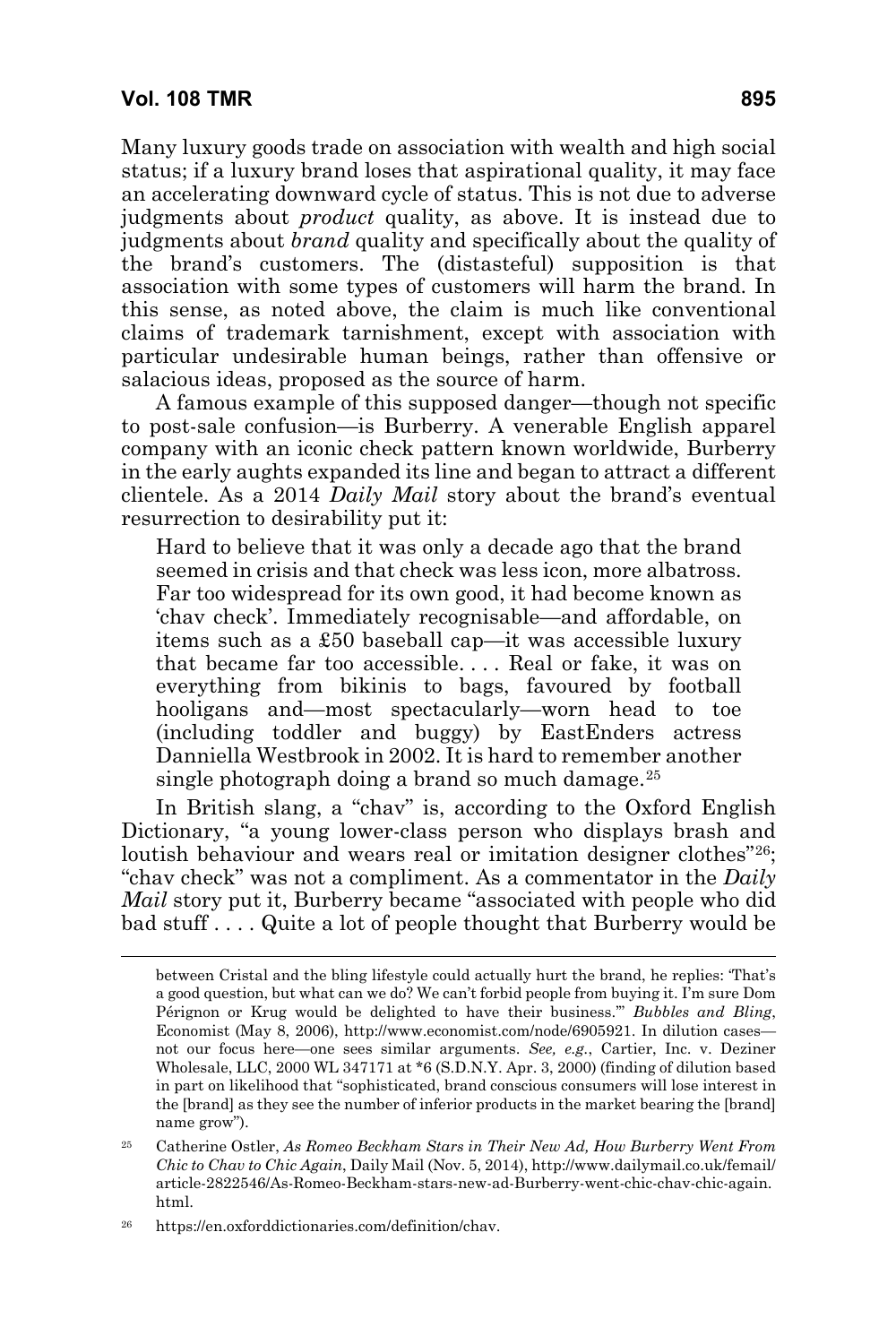Many luxury goods trade on association with wealth and high social status; if a luxury brand loses that aspirational quality, it may face an accelerating downward cycle of status. This is not due to adverse judgments about *product* quality, as above. It is instead due to judgments about *brand* quality and specifically about the quality of the brand's customers. The (distasteful) supposition is that association with some types of customers will harm the brand. In this sense, as noted above, the claim is much like conventional claims of trademark tarnishment, except with association with particular undesirable human beings, rather than offensive or salacious ideas, proposed as the source of harm.

A famous example of this supposed danger—though not specific to post-sale confusion—is Burberry. A venerable English apparel company with an iconic check pattern known worldwide, Burberry in the early aughts expanded its line and began to attract a different clientele. As a 2014 *Daily Mail* story about the brand's eventual resurrection to desirability put it:

> Hard to believe that it was only a decade ago that the brand seemed in crisis and that check was less icon, more albatross. Far too widespread for its own good, it had become known as 'chav check'. Immediately recognisable—and affordable, on items such as a £50 baseball cap—it was accessible luxury that became far too accessible. . . . Real or fake, it was on everything from bikinis to bags, favoured by football hooligans and—most spectacularly—worn head to toe (including toddler and buggy) by EastEnders actress Danniella Westbrook in 2002. It is hard to remember another single photograph doing a brand so much damage.[25]

In British slang, a "chav" is, according to the Oxford English Dictionary, "a young lower-class person who displays brash and loutish behaviour and wears real or imitation designer clothes"[26]; "chav check" was not a compliment. As a commentator in the *Daily Mail* story put it, Burberry became "associated with people who did bad stuff . . . . Quite a lot of people thought that Burberry would be

---

between Cristal and the bling lifestyle could actually hurt the brand, he replies: 'That's a good question, but what can we do? We can't forbid people from buying it. I'm sure Dom Pérignon or Krug would be delighted to have their business.'" *Bubbles and Bling*, Economist (May 8, 2006), http://www.economist.com/node/6905921. In dilution cases—not our focus here—one sees similar arguments. *See, e.g.*, Cartier, Inc. v. Deziner Wholesale, LLC, 2000 WL 347171 at \*6 (S.D.N.Y. Apr. 3, 2000) (finding of dilution based in part on likelihood that "sophisticated, brand conscious consumers will lose interest in the [brand] as they see the number of inferior products in the market bearing the [brand] name grow").

[25] Catherine Ostler, *As Romeo Beckham Stars in Their New Ad, How Burberry Went From Chic to Chav to Chic Again*, Daily Mail (Nov. 5, 2014), http://www.dailymail.co.uk/femail/article-2822546/As-Romeo-Beckham-stars-new-ad-Burberry-went-chic-chav-chic-again.html.

[26] https://en.oxforddictionaries.com/definition/chav.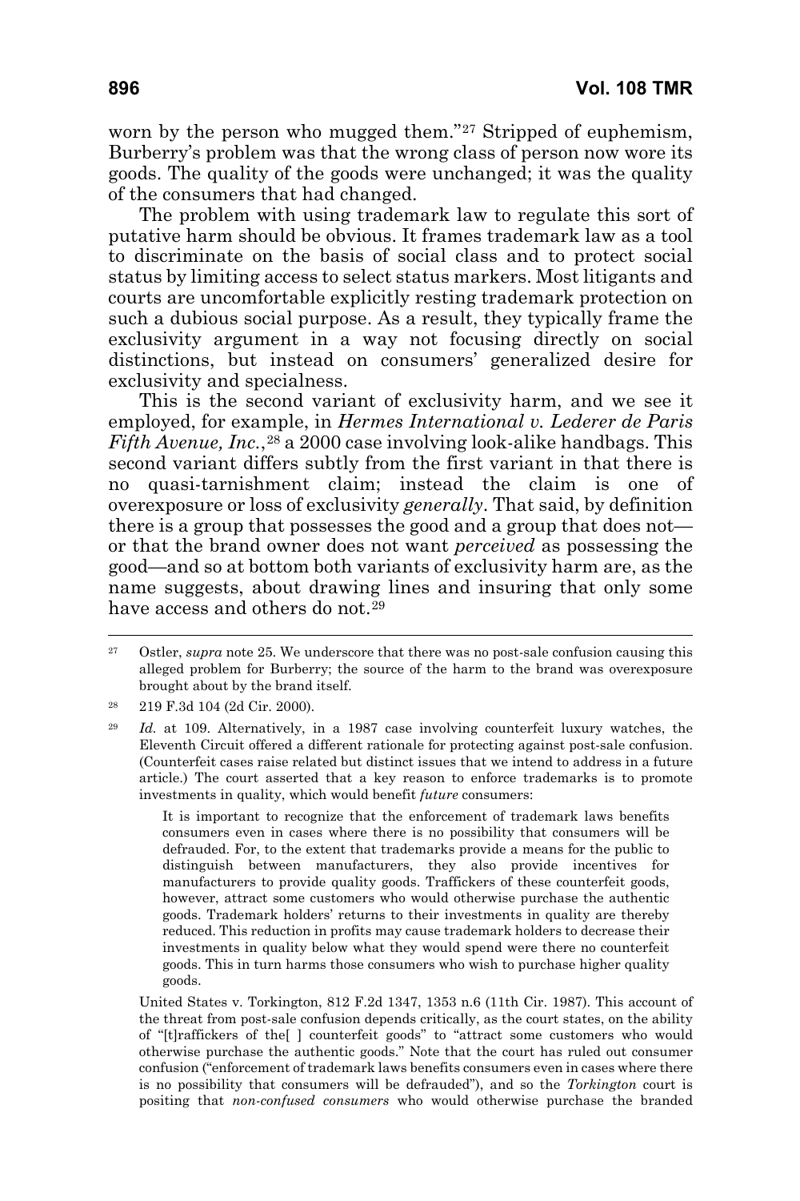worn by the person who mugged them."[27] Stripped of euphemism, Burberry's problem was that the wrong class of person now wore its goods. The quality of the goods were unchanged; it was the quality of the consumers that had changed.

The problem with using trademark law to regulate this sort of putative harm should be obvious. It frames trademark law as a tool to discriminate on the basis of social class and to protect social status by limiting access to select status markers. Most litigants and courts are uncomfortable explicitly resting trademark protection on such a dubious social purpose. As a result, they typically frame the exclusivity argument in a way not focusing directly on social distinctions, but instead on consumers' generalized desire for exclusivity and specialness.

This is the second variant of exclusivity harm, and we see it employed, for example, in *Hermes International v. Lederer de Paris Fifth Avenue, Inc.*,[28] a 2000 case involving look-alike handbags. This second variant differs subtly from the first variant in that there is no quasi-tarnishment claim; instead the claim is one of overexposure or loss of exclusivity *generally*. That said, by definition there is a group that possesses the good and a group that does not—or that the brand owner does not want *perceived* as possessing the good—and so at bottom both variants of exclusivity harm are, as the name suggests, about drawing lines and insuring that only some have access and others do not.[29]

---

[27] Ostler, *supra* note 25. We underscore that there was no post-sale confusion causing this alleged problem for Burberry; the source of the harm to the brand was overexposure brought about by the brand itself.

[28] 219 F.3d 104 (2d Cir. 2000).

[29] *Id.* at 109. Alternatively, in a 1987 case involving counterfeit luxury watches, the Eleventh Circuit offered a different rationale for protecting against post-sale confusion. (Counterfeit cases raise related but distinct issues that we intend to address in a future article.) The court asserted that a key reason to enforce trademarks is to promote investments in quality, which would benefit *future* consumers:

> It is important to recognize that the enforcement of trademark laws benefits consumers even in cases where there is no possibility that consumers will be defrauded. For, to the extent that trademarks provide a means for the public to distinguish between manufacturers, they also provide incentives for manufacturers to provide quality goods. Traffickers of these counterfeit goods, however, attract some customers who would otherwise purchase the authentic goods. Trademark holders' returns to their investments in quality are thereby reduced. This reduction in profits may cause trademark holders to decrease their investments in quality below what they would spend were there no counterfeit goods. This in turn harms those consumers who wish to purchase higher quality goods.

United States v. Torkington, 812 F.2d 1347, 1353 n.6 (11th Cir. 1987). This account of the threat from post-sale confusion depends critically, as the court states, on the ability of "[t]raffickers of the[ ] counterfeit goods" to "attract some customers who would otherwise purchase the authentic goods." Note that the court has ruled out consumer confusion ("enforcement of trademark laws benefits consumers even in cases where there is no possibility that consumers will be defrauded"), and so the *Torkington* court is positing that *non-confused consumers* who would otherwise purchase the branded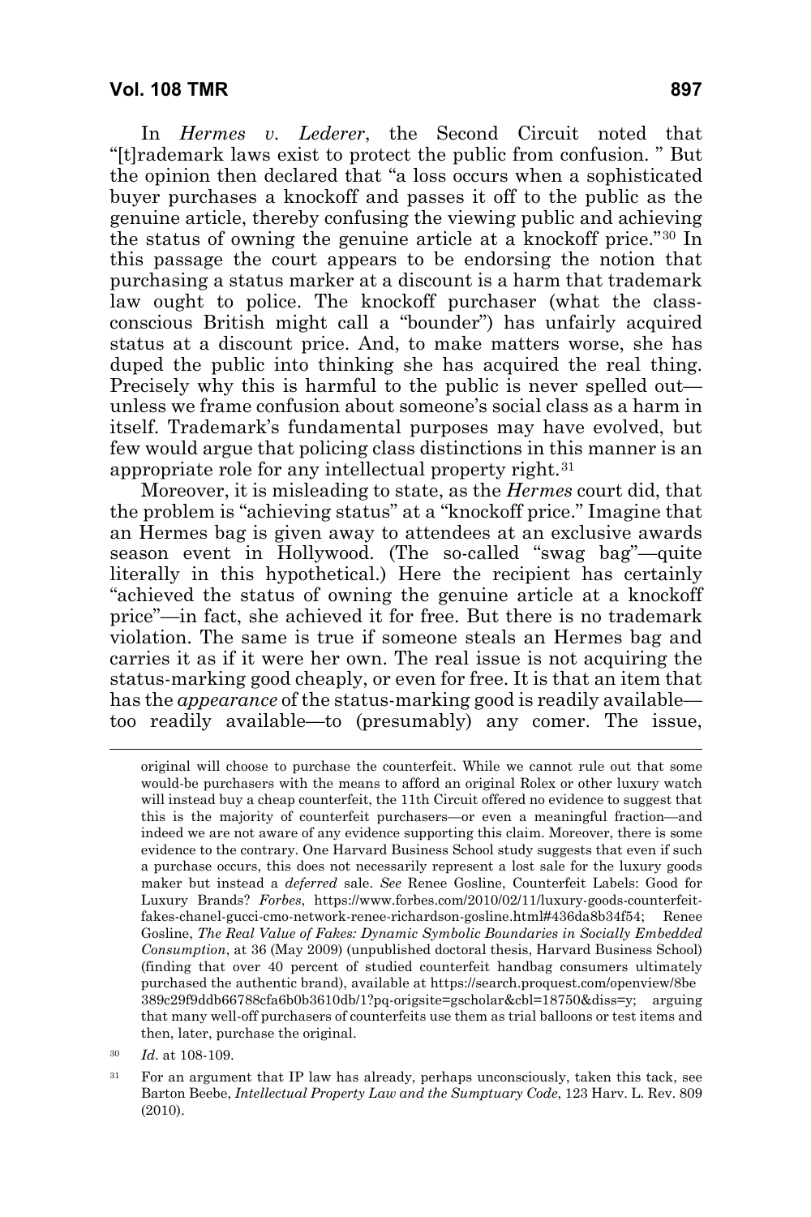In *Hermes v. Lederer*, the Second Circuit noted that "[t]rademark laws exist to protect the public from confusion. " But the opinion then declared that "a loss occurs when a sophisticated buyer purchases a knockoff and passes it off to the public as the genuine article, thereby confusing the viewing public and achieving the status of owning the genuine article at a knockoff price."[30] In this passage the court appears to be endorsing the notion that purchasing a status marker at a discount is a harm that trademark law ought to police. The knockoff purchaser (what the class-conscious British might call a "bounder") has unfairly acquired status at a discount price. And, to make matters worse, she has duped the public into thinking she has acquired the real thing. Precisely why this is harmful to the public is never spelled out—unless we frame confusion about someone's social class as a harm in itself. Trademark's fundamental purposes may have evolved, but few would argue that policing class distinctions in this manner is an appropriate role for any intellectual property right.[31]

Moreover, it is misleading to state, as the *Hermes* court did, that the problem is "achieving status" at a "knockoff price." Imagine that an Hermes bag is given away to attendees at an exclusive awards season event in Hollywood. (The so-called "swag bag"—quite literally in this hypothetical.) Here the recipient has certainly "achieved the status of owning the genuine article at a knockoff price"—in fact, she achieved it for free. But there is no trademark violation. The same is true if someone steals an Hermes bag and carries it as if it were her own. The real issue is not acquiring the status-marking good cheaply, or even for free. It is that an item that has the *appearance* of the status-marking good is readily available—too readily available—to (presumably) any comer. The issue,

---

original will choose to purchase the counterfeit. While we cannot rule out that some would-be purchasers with the means to afford an original Rolex or other luxury watch will instead buy a cheap counterfeit, the 11th Circuit offered no evidence to suggest that this is the majority of counterfeit purchasers—or even a meaningful fraction—and indeed we are not aware of any evidence supporting this claim. Moreover, there is some evidence to the contrary. One Harvard Business School study suggests that even if such a purchase occurs, this does not necessarily represent a lost sale for the luxury goods maker but instead a *deferred* sale. *See* Renee Gosline, Counterfeit Labels: Good for Luxury Brands? *Forbes*, https://www.forbes.com/2010/02/11/luxury-goods-counterfeit-fakes-chanel-gucci-cmo-network-renee-richardson-gosline.html#436da8b34f54; Renee Gosline, *The Real Value of Fakes: Dynamic Symbolic Boundaries in Socially Embedded Consumption*, at 36 (May 2009) (unpublished doctoral thesis, Harvard Business School) (finding that over 40 percent of studied counterfeit handbag consumers ultimately purchased the authentic brand), available at https://search.proquest.com/openview/8be389c29f9ddb66788cfa6b0b3610db/1?pq-origsite=gscholar&cbl=18750&diss=y; arguing that many well-off purchasers of counterfeits use them as trial balloons or test items and then, later, purchase the original.

[30] *Id.* at 108-109.

[31] For an argument that IP law has already, perhaps unconsciously, taken this tack, see Barton Beebe, *Intellectual Property Law and the Sumptuary Code*, 123 Harv. L. Rev. 809 (2010).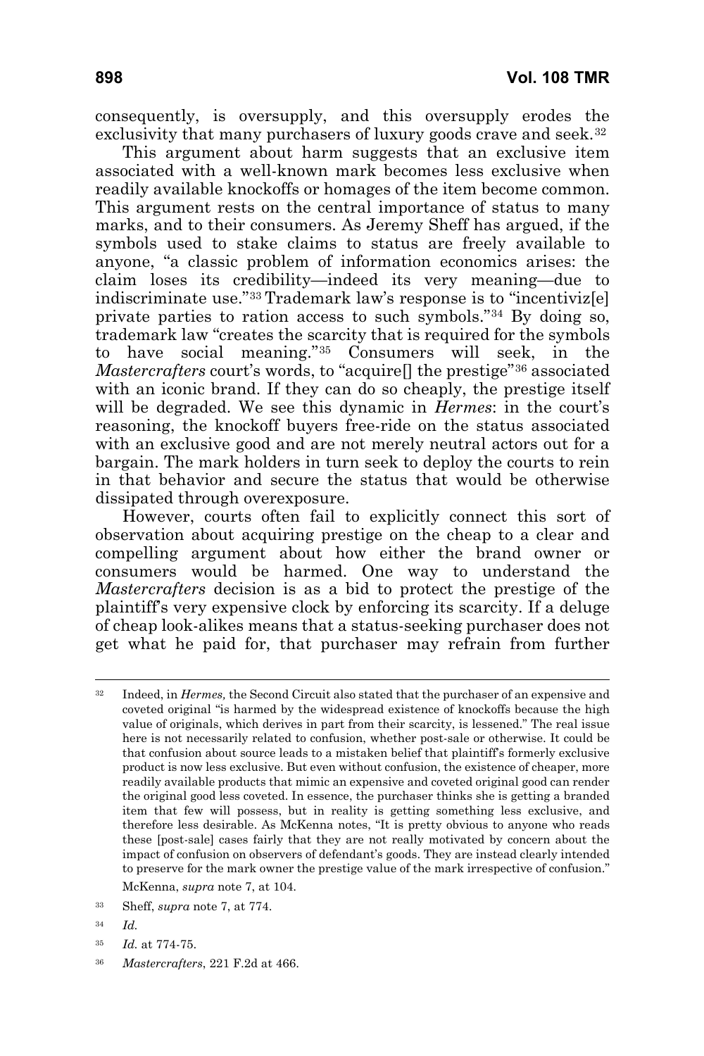consequently, is oversupply, and this oversupply erodes the exclusivity that many purchasers of luxury goods crave and seek.[32]

This argument about harm suggests that an exclusive item associated with a well-known mark becomes less exclusive when readily available knockoffs or homages of the item become common. This argument rests on the central importance of status to many marks, and to their consumers. As Jeremy Sheff has argued, if the symbols used to stake claims to status are freely available to anyone, "a classic problem of information economics arises: the claim loses its credibility—indeed its very meaning—due to indiscriminate use."[33] Trademark law's response is to "incentiviz[e] private parties to ration access to such symbols."[34] By doing so, trademark law "creates the scarcity that is required for the symbols to have social meaning."[35] Consumers will seek, in the *Mastercrafters* court's words, to "acquire[] the prestige"[36] associated with an iconic brand. If they can do so cheaply, the prestige itself will be degraded. We see this dynamic in *Hermes*: in the court's reasoning, the knockoff buyers free-ride on the status associated with an exclusive good and are not merely belief neutral actors out for a bargain. The mark holders in turn seek to deploy the courts to rein in that behavior and secure the status that would be otherwise dissipated through overexposure.

However, courts often fail to explicitly connect this sort of observation about acquiring prestige on the cheap to a clear and compelling argument about how either the brand owner or consumers would be harmed. One way to understand the *Mastercrafters* decision is as a bid to protect the prestige of the plaintiff's very expensive clock by enforcing its scarcity. If a deluge of cheap look-alikes means that a status-seeking purchaser does not get what he paid for, that purchaser may refrain from further

---

[32] Indeed, in *Hermes,* the Second Circuit also stated that the purchaser of an expensive and coveted original "is harmed by the widespread existence of knockoffs because the high value of originals, which derives in part from their scarcity, is lessened." The real issue here is not necessarily related to confusion, whether post-sale or otherwise. It could be that confusion about source leads to a mistaken belief that plaintiff's formerly exclusive product is now less exclusive. But even without confusion, the existence of cheaper, more readily available products that mimic an expensive and coveted original good can render the original good less coveted. In essence, the purchaser thinks she is getting a branded item that few will possess, but in reality is getting something less exclusive, and therefore less desirable. As McKenna notes, "It is pretty obvious to anyone who reads these [post-sale] cases fairly that they are not really motivated by concern about the impact of confusion on observers of defendant's goods. They are instead clearly intended to preserve for the mark owner the prestige value of the mark irrespective of confusion." McKenna, *supra* note 7, at 104.

[33] Sheff, *supra* note 7, at 774.

[34] *Id.*

[35] *Id.* at 774-75.

[36] *Mastercrafters*, 221 F.2d at 466.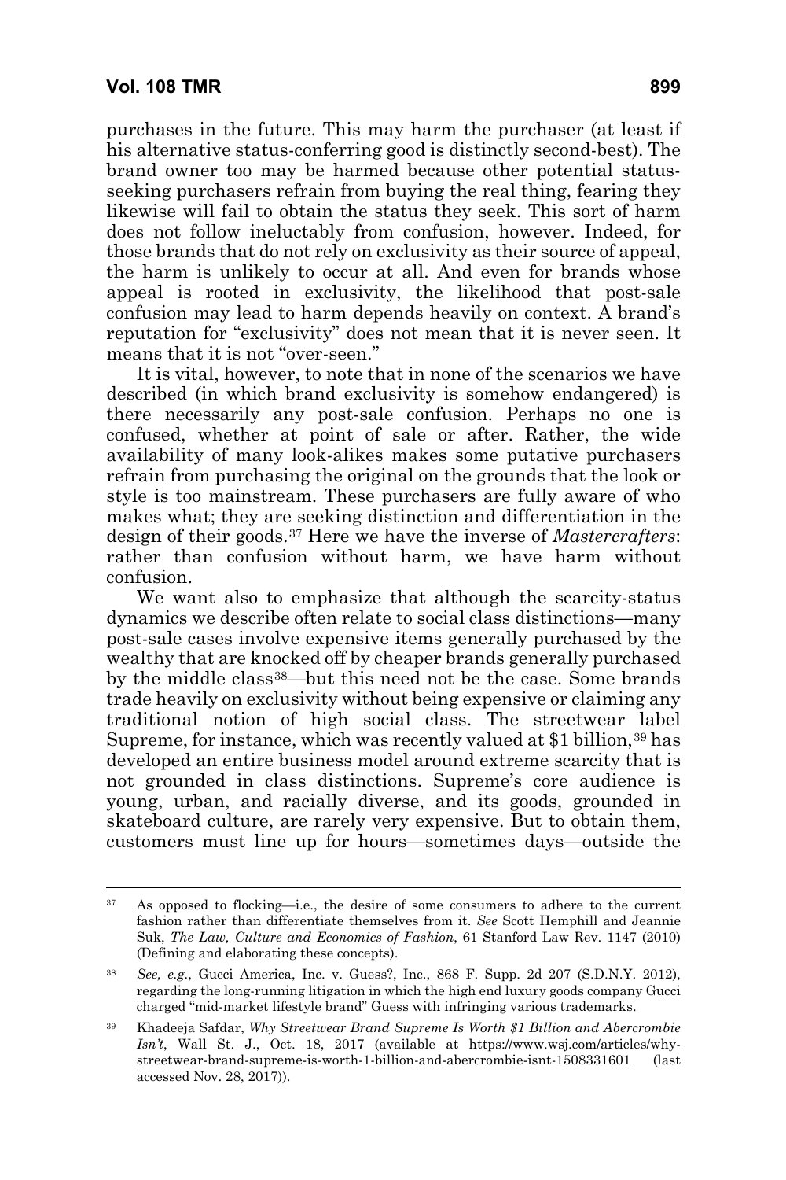purchases in the future. This may harm the purchaser (at least if his alternative status-conferring good is distinctly second-best). The brand owner too may be harmed because other potential status-seeking purchasers refrain from buying the real thing, fearing they likewise will fail to obtain the status they seek. This sort of harm does not follow ineluctably from confusion, however. Indeed, for those brands that do not rely on exclusivity as their source of appeal, the harm is unlikely to occur at all. And even for brands whose appeal is rooted in exclusivity, the likelihood that post-sale confusion may lead to harm depends heavily on context. A brand's reputation for "exclusivity" does not mean that it is never seen. It means that it is not "over-seen."

It is vital, however, to note that in none of the scenarios we have described (in which brand exclusivity is somehow endangered) is there necessarily any post-sale confusion. Perhaps no one is confused, whether at point of sale or after. Rather, the wide availability of many look-alikes makes some putative purchasers refrain from purchasing the original on the grounds that the look or style is too mainstream. These purchasers are fully aware of who makes what; they are seeking distinction and differentiation in the design of their goods.[37] Here we have the inverse of *Mastercrafters*: rather than confusion without harm, we have harm without confusion.

We want also to emphasize that although the scarcity-status dynamics we describe often relate to social class distinctions—many post-sale cases involve expensive items generally purchased by the wealthy that are knocked off by cheaper brands generally purchased by the middle class[38]—but this need not be the case. Some brands trade heavily on exclusivity without being expensive or claiming any traditional notion of high social class. The streetwear label Supreme, for instance, which was recently valued at $1 billion,[39] has developed an entire business model around extreme scarcity that is not grounded in class distinctions. Supreme's core audience is young, urban, and racially diverse, and its goods, grounded in skateboard culture, are rarely very expensive. But to obtain them, customers must line up for hours—sometimes days—outside the

---

[37] As opposed to flocking—i.e., the desire of some consumers to adhere to the current fashion rather than differentiate themselves from it. *See* Scott Hemphill and Jeannie Suk, *The Law, Culture and Economics of Fashion*, 61 Stanford Law Rev. 1147 (2010) (Defining and elaborating these concepts).

[38] *See, e.g.*, Gucci America, Inc. v. Guess?, Inc., 868 F. Supp. 2d 207 (S.D.N.Y. 2012), regarding the long-running litigation in which the high end luxury goods company Gucci charged "mid-market lifestyle brand" Guess with infringing various trademarks.

[39] Khadeeja Safdar, *Why Streetwear Brand Supreme Is Worth $1 Billion and Abercrombie Isn't*, Wall St. J., Oct. 18, 2017 (available at https://www.wsj.com/articles/why-streetwear-brand-supreme-is-worth-1-billion-and-abercrombie-isnt-1508331601 (last accessed Nov. 28, 2017)).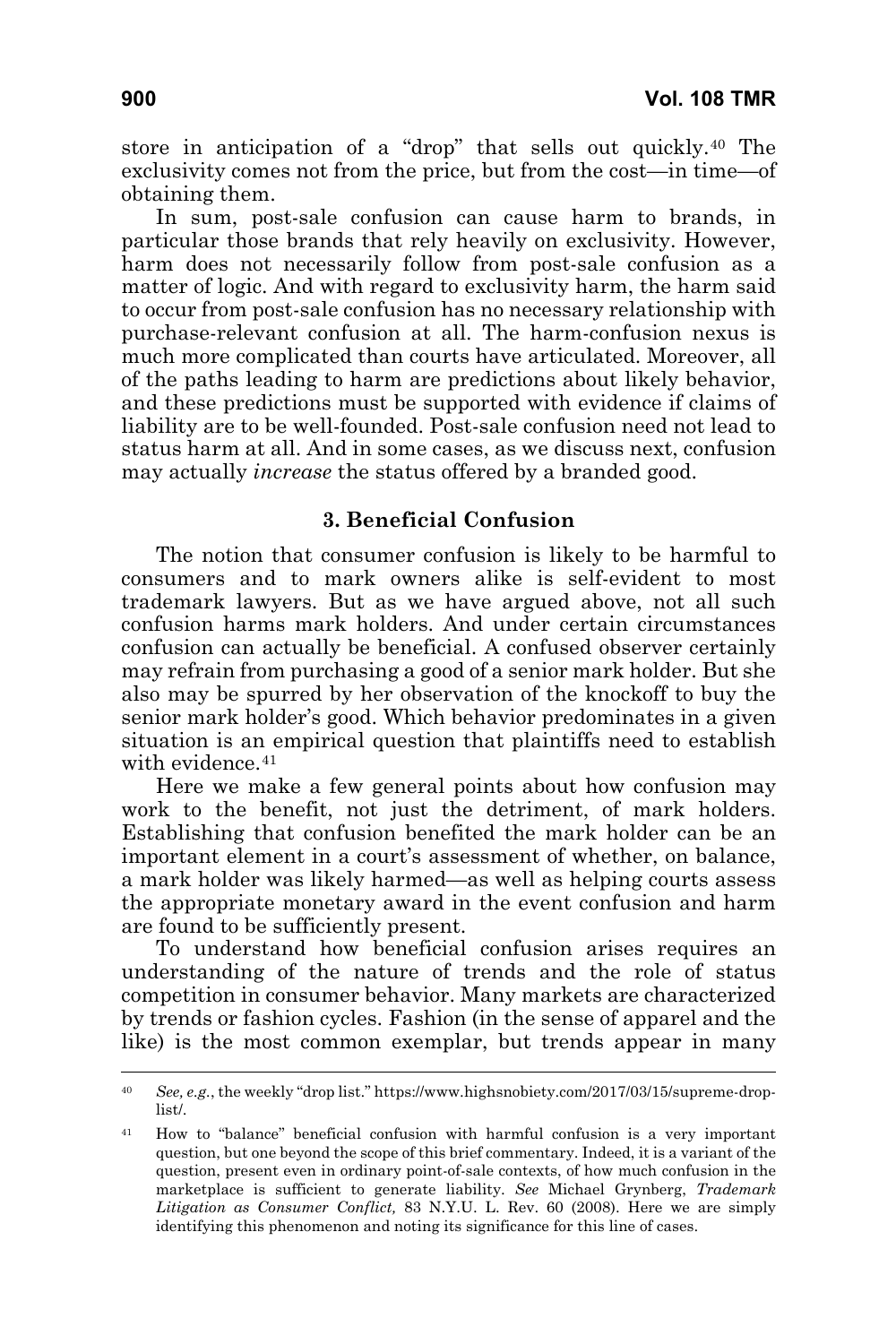store in anticipation of a "drop" that sells out quickly.[40] The exclusivity comes not from the price, but from the cost—in time—of obtaining them.

In sum, post-sale confusion can cause harm to brands, in particular those brands that rely heavily on exclusivity. However, harm does not necessarily follow from post-sale confusion as a matter of logic. And with regard to exclusivity harm, the harm said to occur from post-sale confusion has no necessary relationship with purchase-relevant confusion at all. The harm-confusion nexus is much more complicated than courts have articulated. Moreover, all of the paths leading to harm are predictions about likely behavior, and these predictions must be supported with evidence if claims of liability are to be well-founded. Post-sale confusion need not lead to status harm at all. And in some cases, as we discuss next, confusion may actually *increase* the status offered by a branded good.

### 3. Beneficial Confusion

The notion that consumer confusion is likely to be harmful to consumers and to mark owners alike is self-evident to most trademark lawyers. But as we have argued above, not all such confusion harms mark holders. And under certain circumstances confusion can actually be beneficial. A confused observer certainly may refrain from purchasing a good of a senior mark holder. But she also may be spurred by her observation of the knockoff to buy the senior mark holder's good. Which behavior predominates in a given situation is an empirical question that plaintiffs need to establish with evidence.[41]

Here we make a few general points about how confusion may work to the benefit, not just the detriment, of mark holders. Establishing that confusion benefited the mark holder can be an important element in a court's assessment of whether, on balance, a mark holder was likely harmed—as well as helping courts assess the appropriate monetary award in the event confusion and harm are found to be sufficiently present.

To understand how beneficial confusion arises requires an understanding of the nature of trends and the role of status competition in consumer behavior. Many markets are characterized by trends or fashion cycles. Fashion (in the sense of apparel and the like) is the most common exemplar, but trends appear in many

---

[40] *See, e.g.*, the weekly "drop list." https://www.highsnobiety.com/2017/03/15/supreme-drop-list/.

[41] How to "balance" beneficial confusion with harmful confusion is a very important question, but one beyond the scope of this brief commentary. Indeed, it is a variant of the question, present even in ordinary point-of-sale contexts, of how much confusion in the marketplace is sufficient to generate liability. *See* Michael Grynberg, *Trademark Litigation as Consumer Conflict,* 83 N.Y.U. L. Rev. 60 (2008). Here we are simply identifying this phenomenon and noting its significance for this line of cases.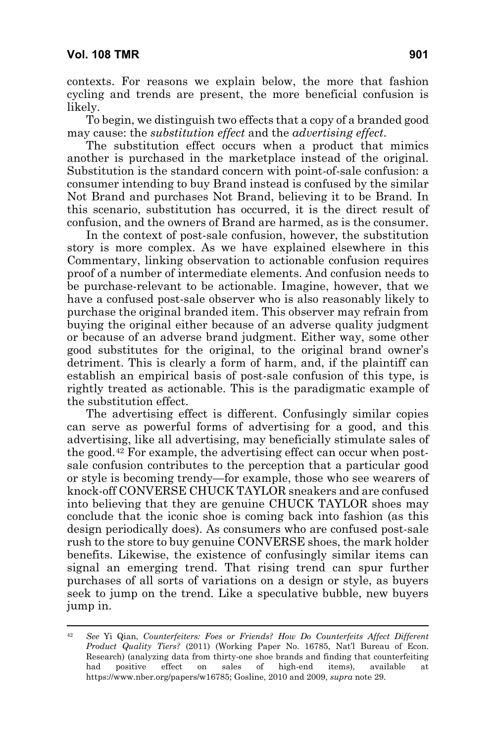contexts. For reasons we explain below, the more that fashion cycling and trends are present, the more beneficial confusion is likely.

To begin, we distinguish two effects that a copy of a branded good may cause: the *substitution effect* and the *advertising effect*.

The substitution effect occurs when a product that mimics another is purchased in the marketplace instead of the original. Substitution is the standard concern with point-of-sale confusion: a consumer intending to buy Brand instead is confused by the similar Not Brand and purchases Not Brand, believing it to be Brand. In this scenario, substitution has occurred, it is the direct result of confusion, and the owners of Brand are harmed, as is the consumer.

In the context of post-sale confusion, however, the substitution story is more complex. As we have explained elsewhere in this Commentary, linking observation to actionable confusion requires proof of a number of intermediate elements. And confusion needs to be purchase-relevant to be actionable. Imagine, however, that we have a confused post-sale observer who is also reasonably likely to purchase the original branded item. This observer may refrain from buying the original either because of an adverse quality judgment or because of an adverse brand judgment. Either way, some other good substitutes for the original, to the original brand owner's detriment. This is clearly a form of harm, and, if the plaintiff can establish an empirical basis of post-sale confusion of this type, is rightly treated as actionable. This is the paradigmatic example of the substitution effect.

The advertising effect is different. Confusingly similar copies can serve as powerful forms of advertising for a good, and this advertising, like all advertising, may beneficially stimulate sales of the good.[42] For example, the advertising effect can occur when post-sale confusion contributes to the perception that a particular good or style is becoming trendy—for example, those who see wearers of knock-off CONVERSE CHUCK TAYLOR sneakers and are confused into believing that they are genuine CHUCK TAYLOR shoes may conclude that the iconic shoe is coming back into fashion (as this design periodically does). As consumers who are confused post-sale rush to the store to buy genuine CONVERSE shoes, the mark holder benefits. Likewise, the existence of confusingly similar items can signal an emerging trend. That rising trend can spur further purchases of all sorts of variations on a design or style, as buyers seek to jump on the trend. Like a speculative bubble, new buyers jump in.

---

[42] *See* Yi Qian, *Counterfeiters: Foes or Friends? How Do Counterfeits Affect Different Product Quality Tiers?* (2011) (Working Paper No. 16785, Nat'l Bureau of Econ. Research) (analyzing data from thirty-one shoe brands and finding that counterfeiting had positive effect on sales of high-end items), available at https://www.nber.org/papers/w16785; Gosline, 2010 and 2009, *supra* note 29.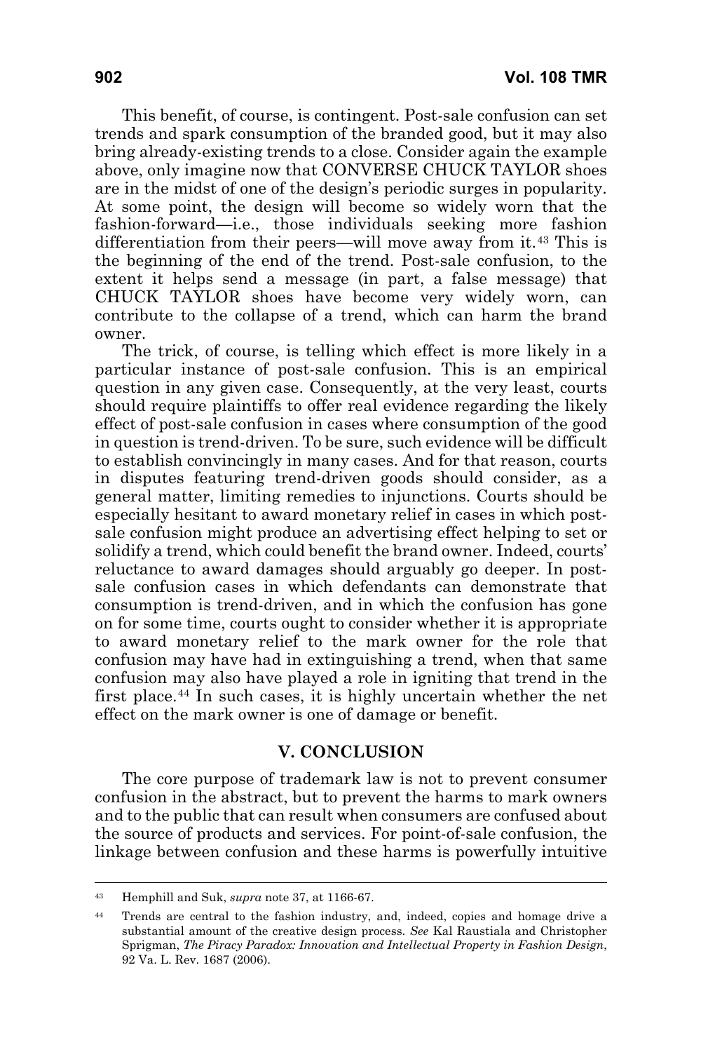This benefit, of course, is contingent. Post-sale confusion can set trends and spark consumption of the branded good, but it may also bring already-existing trends to a close. Consider again the example above, only imagine now that CONVERSE CHUCK TAYLOR shoes are in the midst of one of the design's periodic surges in popularity. At some point, the design will become so widely worn that the fashion-forward—i.e., those individuals seeking more fashion differentiation from their peers—will move away from it.[43] This is the beginning of the end of the trend. Post-sale confusion, to the extent it helps send a message (in part, a false message) that CHUCK TAYLOR shoes have become very widely worn, can contribute to the collapse of a trend, which can harm the brand owner.

The trick, of course, is telling which effect is more likely in a particular instance of post-sale confusion. This is an empirical question in any given case. Consequently, at the very least, courts should require plaintiffs to offer real evidence regarding the likely effect of post-sale confusion in cases where consumption of the good in question is trend-driven. To be sure, such evidence will be difficult to establish convincingly in many cases. And for that reason, courts in disputes featuring trend-driven goods should consider, as a general matter, limiting remedies to injunctions. Courts should be especially hesitant to award monetary relief in cases in which post-sale confusion might produce an advertising effect helping to set or solidify a trend, which could benefit the brand owner. Indeed, courts' reluctance to award damages should arguably go deeper. In post-sale confusion cases in which defendants can demonstrate that consumption is trend-driven, and in which the confusion has gone on for some time, courts ought to consider whether it is appropriate to award monetary relief to the mark owner for the role that confusion may have had in extinguishing a trend, when that same confusion may also have played a role in igniting that trend in the first place.[44] In such cases, it is highly uncertain whether the net effect on the mark owner is one of damage or benefit.

## V. CONCLUSION

The core purpose of trademark law is not to prevent consumer confusion in the abstract, but to prevent the harms to mark owners and to the public that can result when consumers are confused about the source of products and services. For point-of-sale confusion, the linkage between confusion and these harms is powerfully intuitive

---

[43] Hemphill and Suk, *supra* note 37, at 1166-67.

[44] Trends are central to the fashion industry, and, indeed, copies and homage drive a substantial amount of the creative design process. *See* Kal Raustiala and Christopher Sprigman, *The Piracy Paradox: Innovation and Intellectual Property in Fashion Design*, 92 Va. L. Rev. 1687 (2006).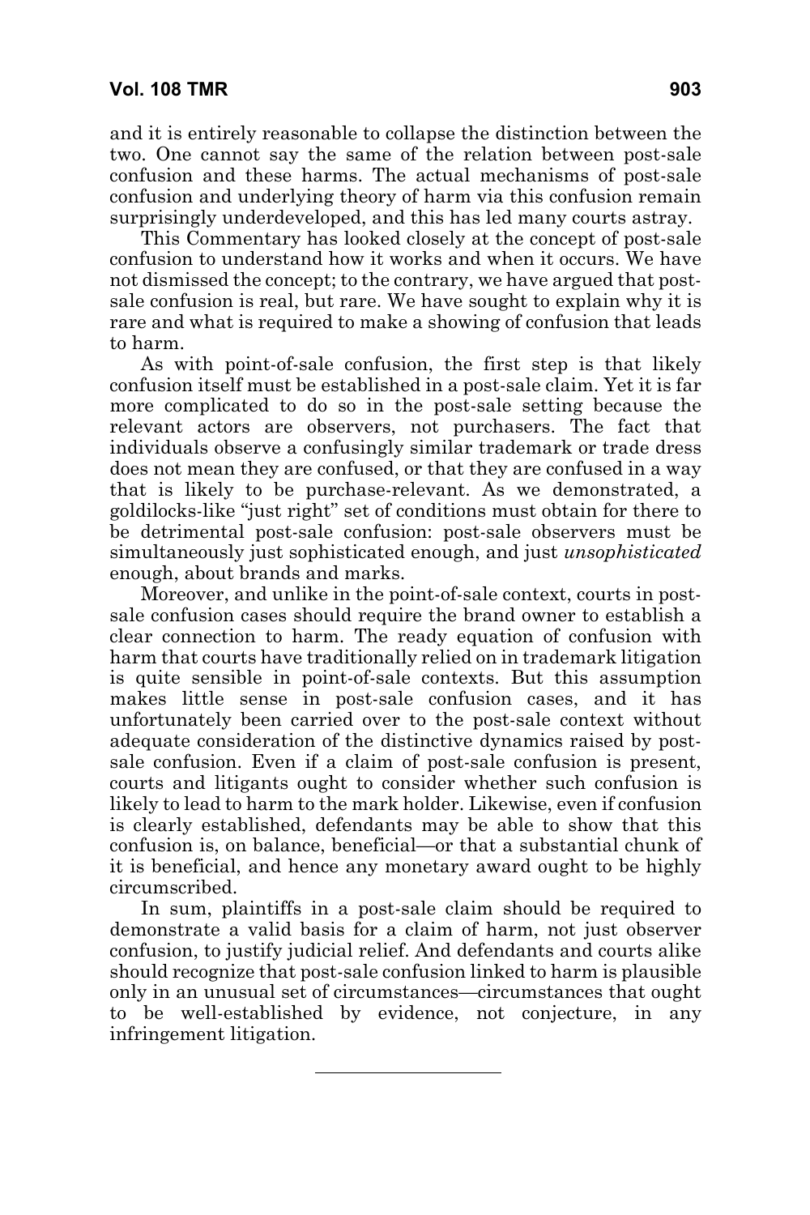and it is entirely reasonable to collapse the distinction between the two. One cannot say the same of the relation between post-sale confusion and these harms. The actual mechanisms of post-sale confusion and underlying theory of harm via this confusion remain surprisingly underdeveloped, and this has led many courts astray.

This Commentary has looked closely at the concept of post-sale confusion to understand how it works and when it occurs. We have not dismissed the concept; to the contrary, we have argued that post-sale confusion is real, but rare. We have sought to explain why it is rare and what is required to make a showing of confusion that leads to harm.

As with point-of-sale confusion, the first step is that likely confusion itself must be established in a post-sale claim. Yet it is far more complicated to do so in the post-sale setting because the relevant actors are observers, not purchasers. The fact that individuals observe a confusingly similar trademark or trade dress does not mean they are confused, or that they are confused in a way that is likely to be purchase-relevant. As we demonstrated, a goldilocks-like "just right" set of conditions must obtain for there to be detrimental post-sale confusion: post-sale observers must be simultaneously just sophisticated enough, and just *unsophisticated* enough, about brands and marks.

Moreover, and unlike in the point-of-sale context, courts in post-sale confusion cases should require the brand owner to establish a clear connection to harm. The ready equation of confusion with harm that courts have traditionally relied on in trademark litigation is quite sensible in point-of-sale contexts. But this assumption makes little sense in post-sale confusion cases, and it has unfortunately been carried over to the post-sale context without adequate consideration of the distinctive dynamics raised by post-sale confusion. Even if a claim of post-sale confusion is present, courts and litigants ought to consider whether such confusion is likely to lead to harm to the mark holder. Likewise, even if confusion is clearly established, defendants may be able to show that this confusion is, on balance, beneficial—or that a substantial chunk of it is beneficial, and hence any monetary award ought to be highly circumscribed.

In sum, plaintiffs in a post-sale claim should be required to demonstrate a valid basis for a claim of harm, not just observer confusion, to justify judicial relief. And defendants and courts alike should recognize that post-sale confusion linked to harm is plausible only in an unusual set of circumstances—circumstances that ought to be well-established by evidence, not conjecture, in any infringement litigation.